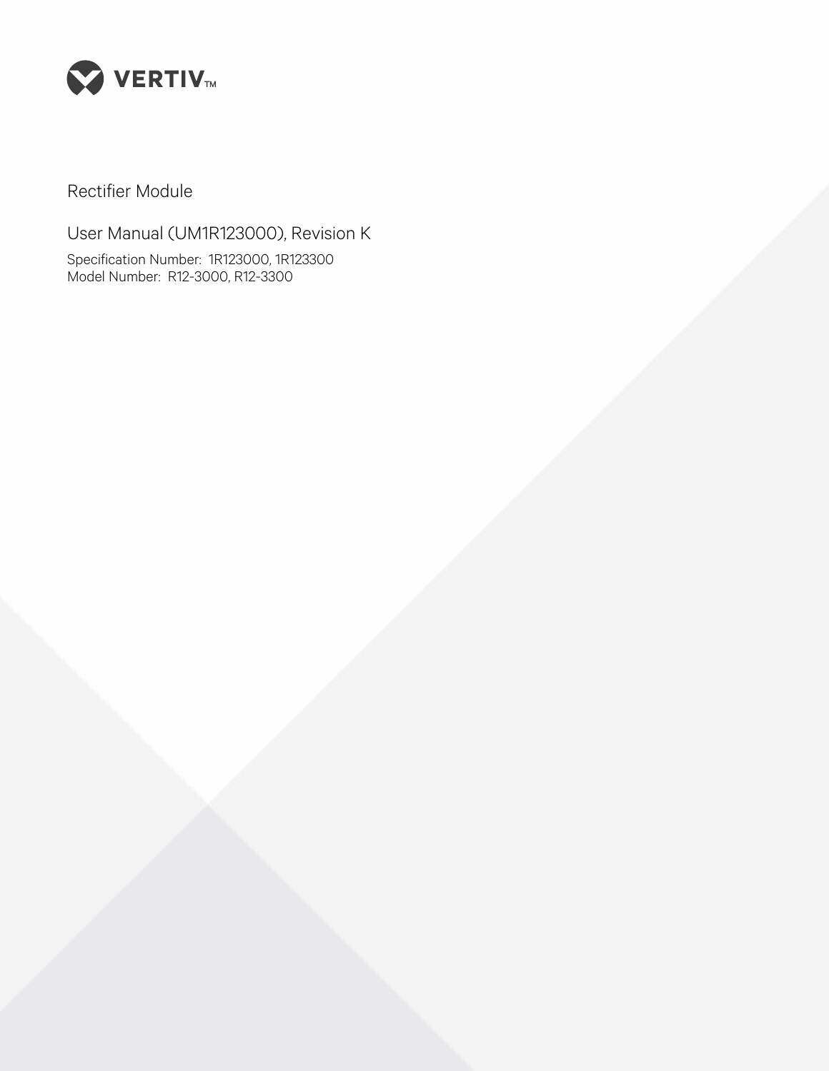VERTIV™

# Rectifier Module

## User Manual (UM1R123000), Revision K

Specification Number: 1R123000, 1R123300
Model Number: R12-3000, R12-3300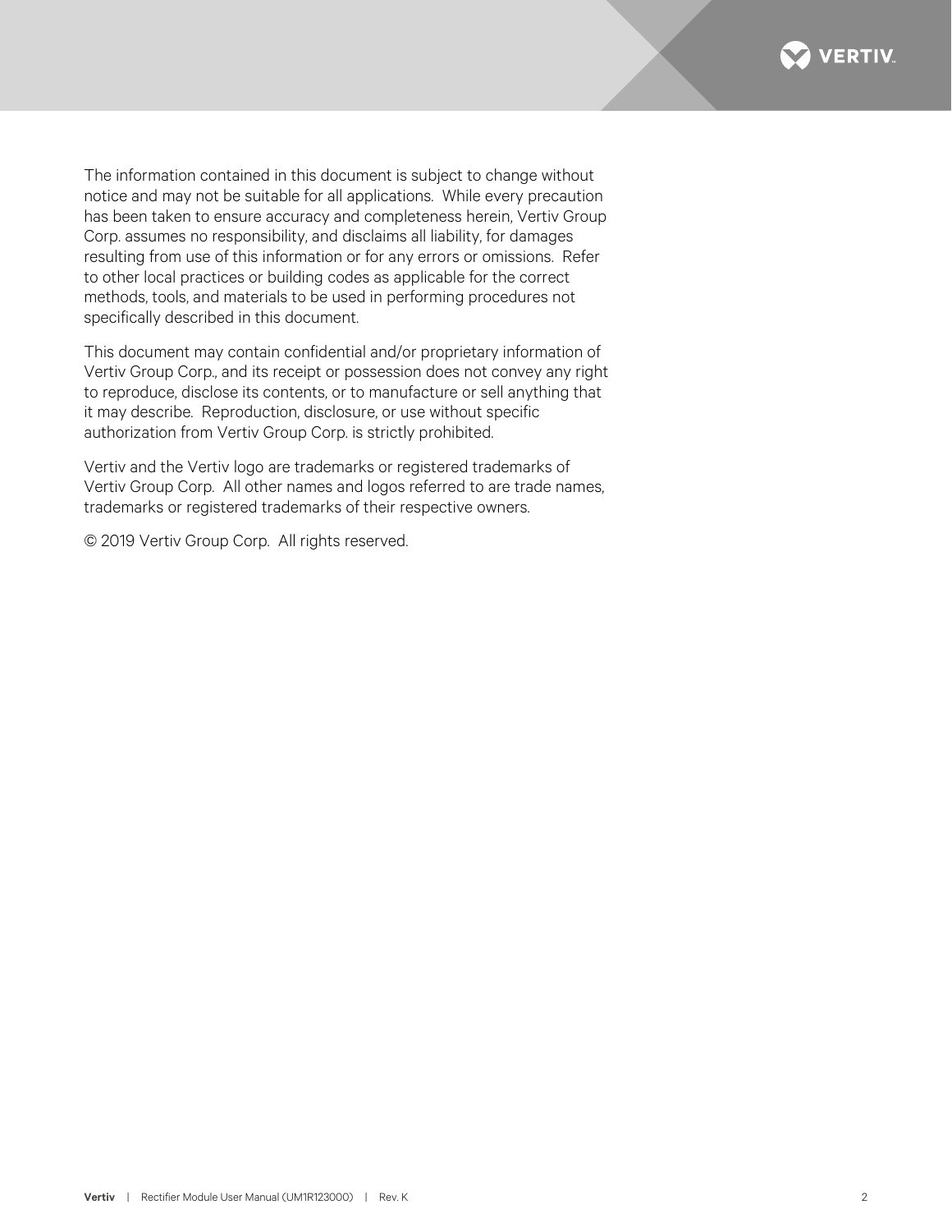The information contained in this document is subject to change without notice and may not be suitable for all applications. While every precaution has been taken to ensure accuracy and completeness herein, Vertiv Group Corp. assumes no responsibility, and disclaims all liability, for damages resulting from use of this information or for any errors or omissions. Refer to other local practices or building codes as applicable for the correct methods, tools, and materials to be used in performing procedures not specifically described in this document.

This document may contain confidential and/or proprietary information of Vertiv Group Corp., and its receipt or possession does not convey any right to reproduce, disclose its contents, or to manufacture or sell anything that it may describe. Reproduction, disclosure, or use without specific authorization from Vertiv Group Corp. is strictly prohibited.

Vertiv and the Vertiv logo are trademarks or registered trademarks of Vertiv Group Corp. All other names and logos referred to are trade names, trademarks or registered trademarks of their respective owners.

© 2019 Vertiv Group Corp. All rights reserved.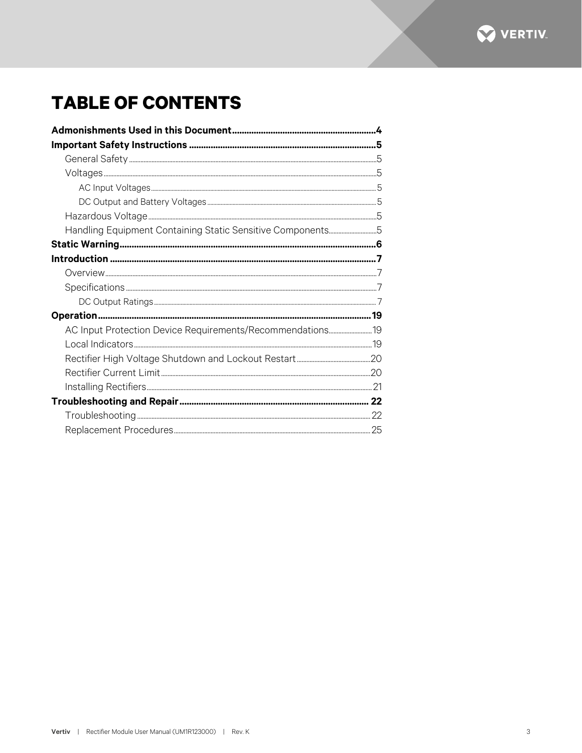# TABLE OF CONTENTS

**Admonishments Used in this Document....................................................................4**

**Important Safety Instructions .............................................................................5**

- General Safety.....................................................................................................5
- Voltages...............................................................................................................5
  - AC Input Voltages..........................................................................................5
  - DC Output and Battery Voltages...................................................................5
- Hazardous Voltage...............................................................................................5
- Handling Equipment Containing Static Sensitive Components...........................5

**Static Warning.........................................................................................................6**

**Introduction .............................................................................................................7**

- Overview................................................................................................................7
- Specifications........................................................................................................7
  - DC Output Ratings..........................................................................................7

**Operation.................................................................................................................19**

- AC Input Protection Device Requirements/Recommendations...........................19
- Local Indicators.....................................................................................................19
- Rectifier High Voltage Shutdown and Lockout Restart........................................20
- Rectifier Current Limit..........................................................................................20
- Installing Rectifiers...............................................................................................21

**Troubleshooting and Repair.................................................................................22**

- Troubleshooting....................................................................................................22
- Replacement Procedures.....................................................................................25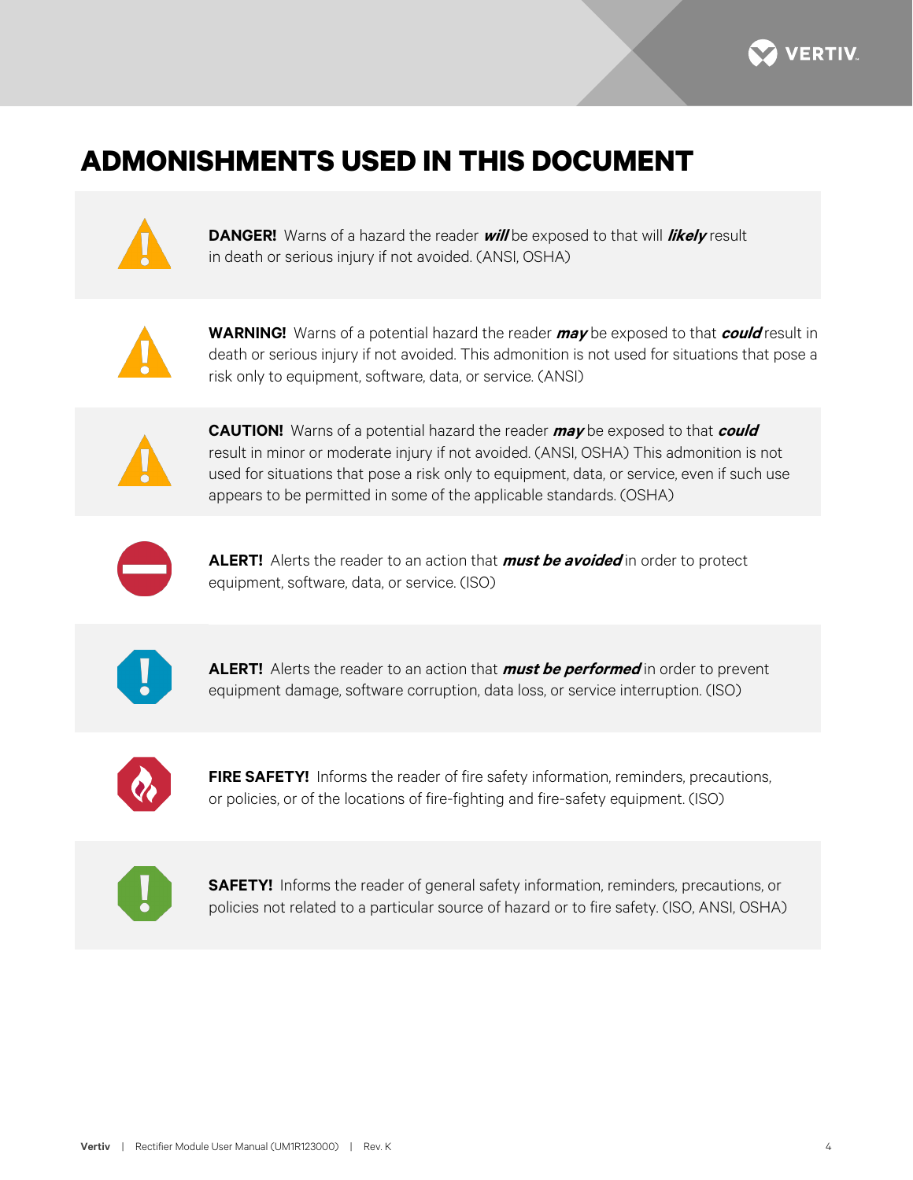# ADMONISHMENTS USED IN THIS DOCUMENT

**DANGER!** Warns of a hazard the reader ***will*** be exposed to that will ***likely*** result in death or serious injury if not avoided. (ANSI, OSHA)

**WARNING!** Warns of a potential hazard the reader ***may*** be exposed to that ***could*** result in death or serious injury if not avoided. This admonition is not used for situations that pose a risk only to equipment, software, data, or service. (ANSI)

**CAUTION!** Warns of a potential hazard the reader ***may*** be exposed to that ***could*** result in minor or moderate injury if not avoided. (ANSI, OSHA) This admonition is not used for situations that pose a risk only to equipment, data, or service, even if such use appears to be permitted in some of the applicable standards. (OSHA)

**ALERT!** Alerts the reader to an action that ***must be avoided*** in order to protect equipment, software, data, or service. (ISO)

**ALERT!** Alerts the reader to an action that ***must be performed*** in order to prevent equipment damage, software corruption, data loss, or service interruption. (ISO)

**FIRE SAFETY!** Informs the reader of fire safety information, reminders, precautions, or policies, or of the locations of fire-fighting and fire-safety equipment. (ISO)

**SAFETY!** Informs the reader of general safety information, reminders, precautions, or policies not related to a particular source of hazard or to fire safety. (ISO, ANSI, OSHA)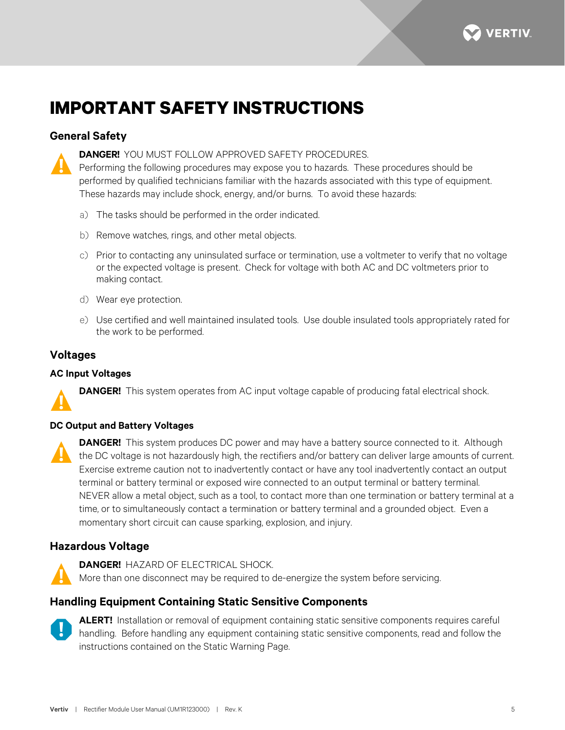# IMPORTANT SAFETY INSTRUCTIONS

## General Safety

**DANGER!** YOU MUST FOLLOW APPROVED SAFETY PROCEDURES.
Performing the following procedures may expose you to hazards. These procedures should be performed by qualified technicians familiar with the hazards associated with this type of equipment. These hazards may include shock, energy, and/or burns. To avoid these hazards:

a) The tasks should be performed in the order indicated.

b) Remove watches, rings, and other metal objects.

c) Prior to contacting any uninsulated surface or termination, use a voltmeter to verify that no voltage or the expected voltage is present. Check for voltage with both AC and DC voltmeters prior to making contact.

d) Wear eye protection.

e) Use certified and well maintained insulated tools. Use double insulated tools appropriately rated for the work to be performed.

## Voltages

### AC Input Voltages

**DANGER!** This system operates from AC input voltage capable of producing fatal electrical shock.

### DC Output and Battery Voltages

**DANGER!** This system produces DC power and may have a battery source connected to it. Although the DC voltage is not hazardously high, the rectifiers and/or battery can deliver large amounts of current. Exercise extreme caution not to inadvertently contact or have any tool inadvertently contact an output terminal or battery terminal or exposed wire connected to an output terminal or battery terminal. NEVER allow a metal object, such as a tool, to contact more than one termination or battery terminal at a time, or to simultaneously contact a termination or battery terminal and a grounded object. Even a momentary short circuit can cause sparking, explosion, and injury.

## Hazardous Voltage

**DANGER!** HAZARD OF ELECTRICAL SHOCK.
More than one disconnect may be required to de-energize the system before servicing.

## Handling Equipment Containing Static Sensitive Components

**ALERT!** Installation or removal of equipment containing static sensitive components requires careful handling. Before handling any equipment containing static sensitive components, read and follow the instructions contained on the Static Warning Page.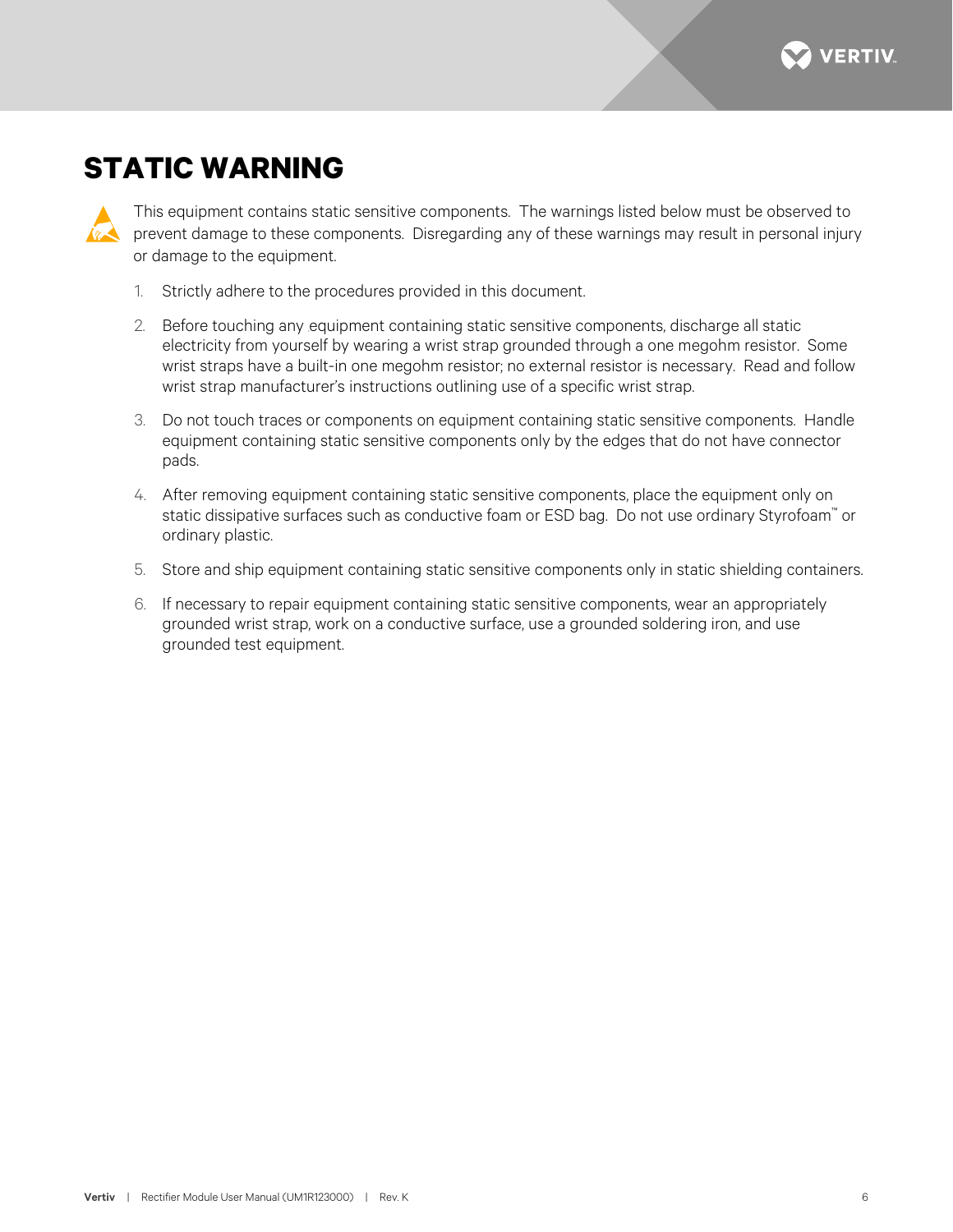# STATIC WARNING

This equipment contains static sensitive components. The warnings listed below must be observed to prevent damage to these components. Disregarding any of these warnings may result in personal injury or damage to the equipment.

1. Strictly adhere to the procedures provided in this document.
2. Before touching any equipment containing static sensitive components, discharge all static electricity from yourself by wearing a wrist strap grounded through a one megohm resistor. Some wrist straps have a built-in one megohm resistor; no external resistor is necessary. Read and follow wrist strap manufacturer's instructions outlining use of a specific wrist strap.
3. Do not touch traces or components on equipment containing static sensitive components. Handle equipment containing static sensitive components only by the edges that do not have connector pads.
4. After removing equipment containing static sensitive components, place the equipment only on static dissipative surfaces such as conductive foam or ESD bag. Do not use ordinary Styrofoam™ or ordinary plastic.
5. Store and ship equipment containing static sensitive components only in static shielding containers.
6. If necessary to repair equipment containing static sensitive components, wear an appropriately grounded wrist strap, work on a conductive surface, use a grounded soldering iron, and use grounded test equipment.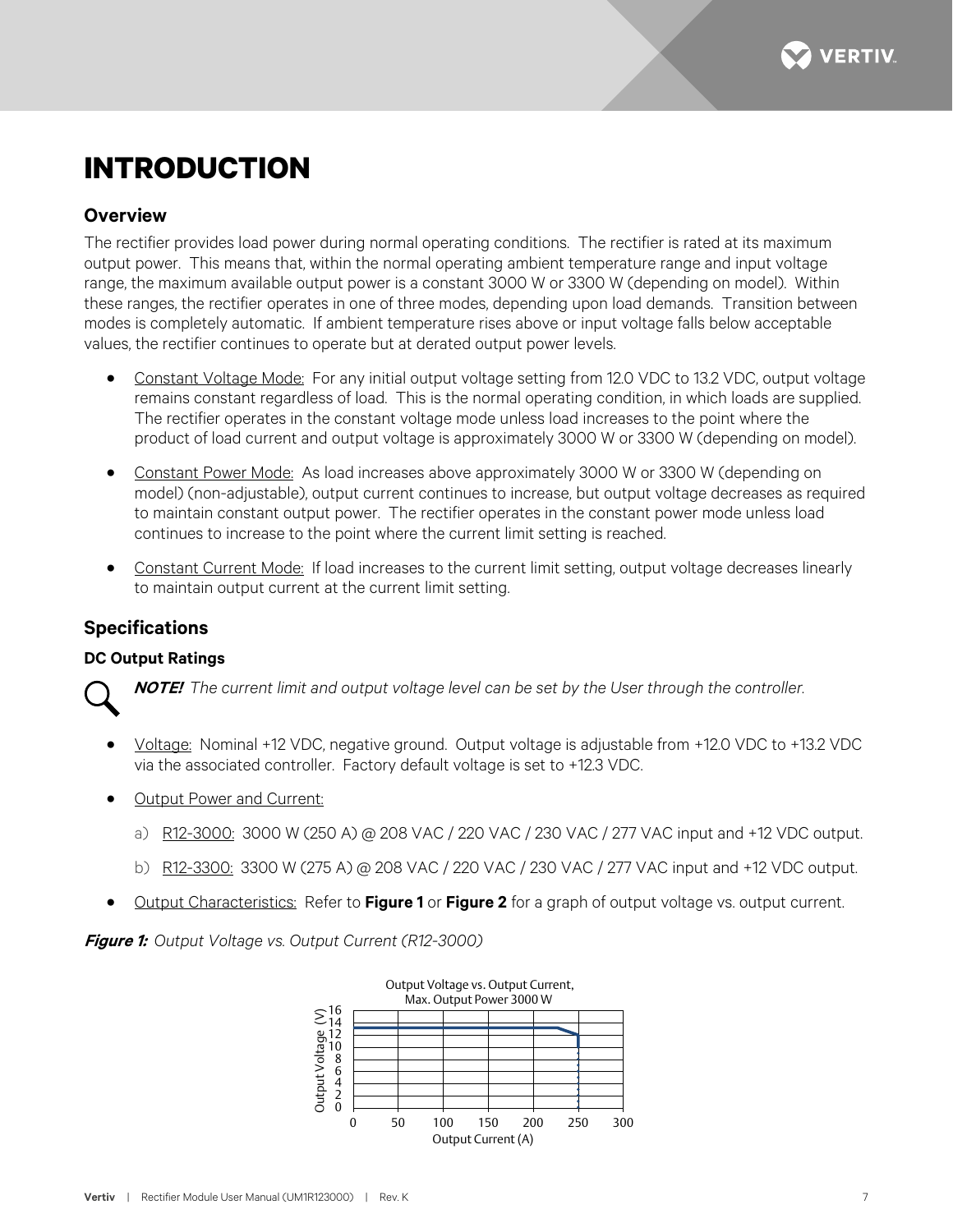# INTRODUCTION

## Overview

The rectifier provides load power during normal operating conditions. The rectifier is rated at its maximum output power. This means that, within the normal operating ambient temperature range and input voltage range, the maximum available output power is a constant 3000 W or 3300 W (depending on model). Within these ranges, the rectifier operates in one of three modes, depending upon load demands. Transition between modes is completely automatic. If ambient temperature rises above or input voltage falls below acceptable values, the rectifier continues to operate but at derated output power levels.

- Constant Voltage Mode: For any initial output voltage setting from 12.0 VDC to 13.2 VDC, output voltage remains constant regardless of load. This is the normal operating condition, in which loads are supplied. The rectifier operates in the constant voltage mode unless load increases to the point where the product of load current and output voltage is approximately 3000 W or 3300 W (depending on model).
- Constant Power Mode: As load increases above approximately 3000 W or 3300 W (depending on model) (non-adjustable), output current continues to increase, but output voltage decreases as required to maintain constant output power. The rectifier operates in the constant power mode unless load continues to increase to the point where the current limit setting is reached.
- Constant Current Mode: If load increases to the current limit setting, output voltage decreases linearly to maintain output current at the current limit setting.

## Specifications

### DC Output Ratings

***NOTE!*** *The current limit and output voltage level can be set by the User through the controller.*

- Voltage: Nominal +12 VDC, negative ground. Output voltage is adjustable from +12.0 VDC to +13.2 VDC via the associated controller. Factory default voltage is set to +12.3 VDC.
- Output Power and Current:
  a) R12-3000: 3000 W (250 A) @ 208 VAC / 220 VAC / 230 VAC / 277 VAC input and +12 VDC output.
  b) R12-3300: 3300 W (275 A) @ 208 VAC / 220 VAC / 230 VAC / 277 VAC input and +12 VDC output.
- Output Characteristics: Refer to **Figure 1** or **Figure 2** for a graph of output voltage vs. output current.

***Figure 1:*** *Output Voltage vs. Output Current (R12-3000)*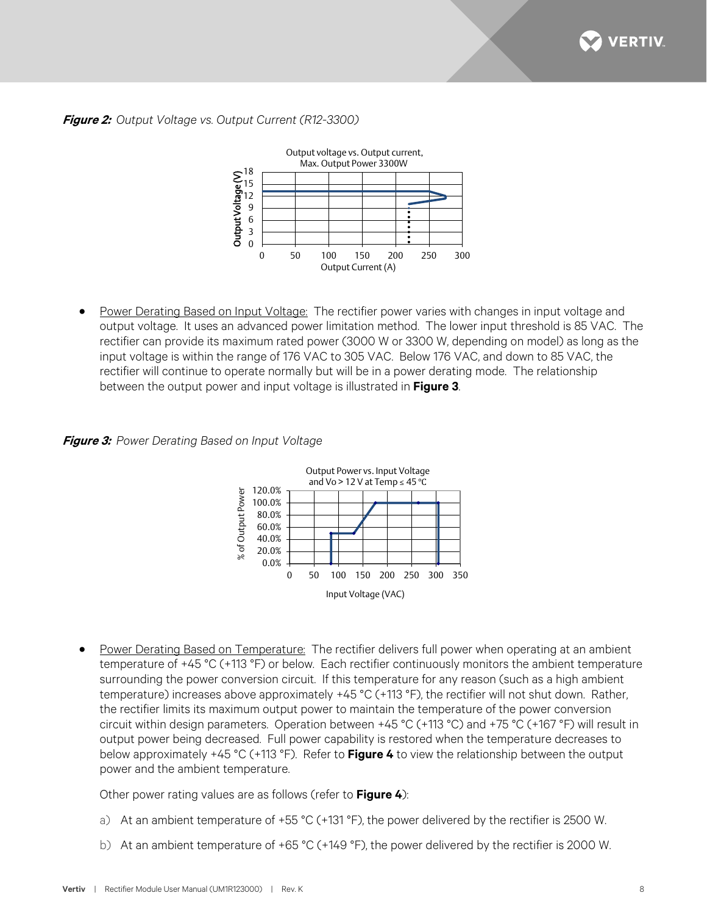***Figure 2:*** *Output Voltage vs. Output Current (R12-3300)*

- Power Derating Based on Input Voltage: The rectifier power varies with changes in input voltage and output voltage. It uses an advanced power limitation method. The lower input threshold is 85 VAC. The rectifier can provide its maximum rated power (3000 W or 3300 W, depending on model) as long as the input voltage is within the range of 176 VAC to 305 VAC. Below 176 VAC, and down to 85 VAC, the rectifier will continue to operate normally but will be in a power derating mode. The relationship between the output power and input voltage is illustrated in **Figure 3**.

***Figure 3:*** *Power Derating Based on Input Voltage*

- Power Derating Based on Temperature: The rectifier delivers full power when operating at an ambient temperature of +45 °C (+113 °F) or below. Each rectifier continuously monitors the ambient temperature surrounding the power conversion circuit. If this temperature for any reason (such as a high ambient temperature) increases above approximately +45 °C (+113 °F), the rectifier will not shut down. Rather, the rectifier limits its maximum output power to maintain the temperature of the power conversion circuit within design parameters. Operation between +45 °C (+113 °C) and +75 °C (+167 °F) will result in output power being decreased. Full power capability is restored when the temperature decreases to below approximately +45 °C (+113 °F). Refer to **Figure 4** to view the relationship between the output power and the ambient temperature.

  Other power rating values are as follows (refer to **Figure 4**):

  a) At an ambient temperature of +55 °C (+131 °F), the power delivered by the rectifier is 2500 W.

  b) At an ambient temperature of +65 °C (+149 °F), the power delivered by the rectifier is 2000 W.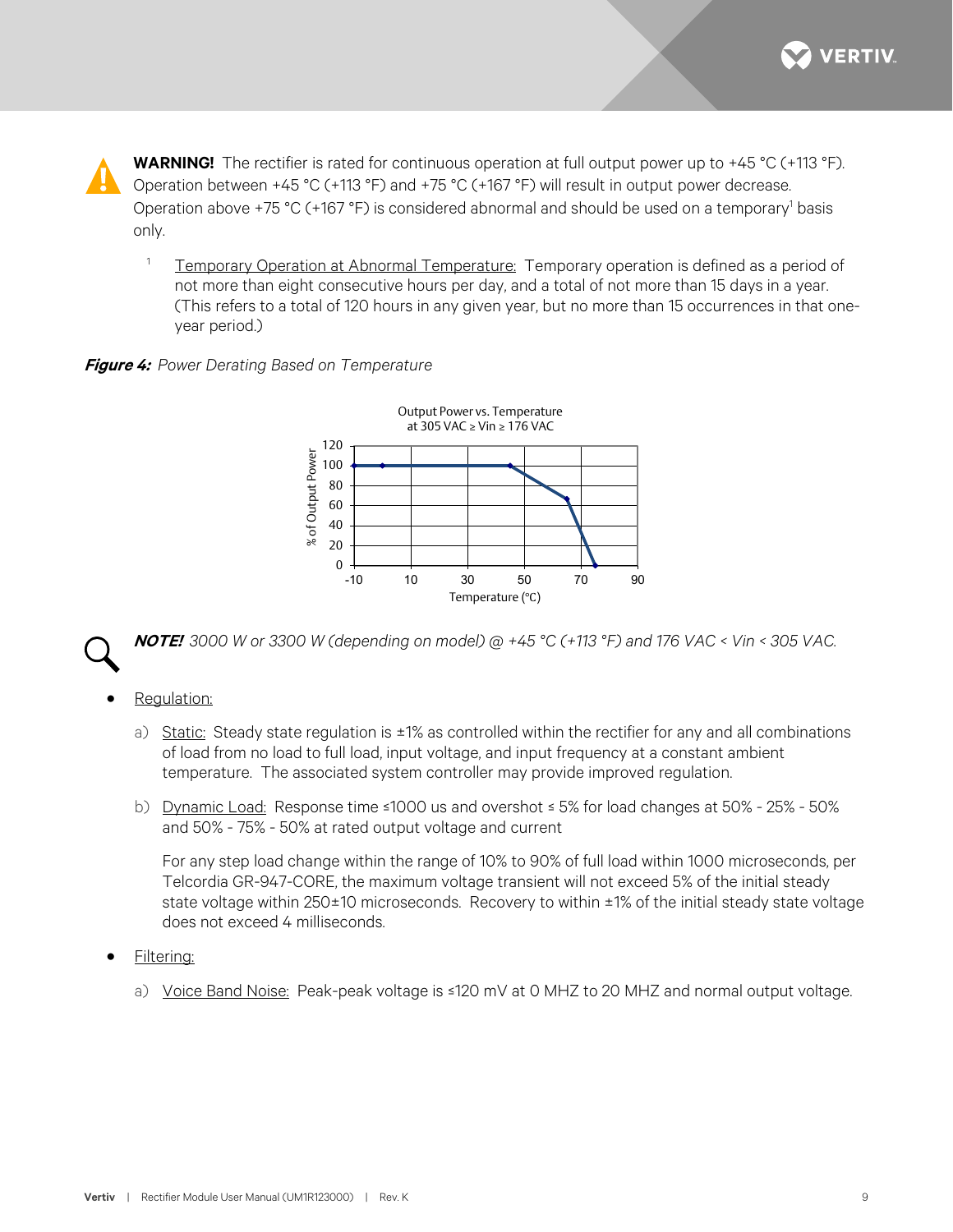**WARNING!** The rectifier is rated for continuous operation at full output power up to +45 °C (+113 °F). Operation between +45 °C (+113 °F) and +75 °C (+167 °F) will result in output power decrease. Operation above +75 °C (+167 °F) is considered abnormal and should be used on a temporary[1] basis only.

> [1] Temporary Operation at Abnormal Temperature: Temporary operation is defined as a period of not more than eight consecutive hours per day, and a total of not more than 15 days in a year. (This refers to a total of 120 hours in any given year, but no more than 15 occurrences in that one-year period.)

***Figure 4:*** *Power Derating Based on Temperature*

Output Power vs. Temperature
at 305 VAC ≥ Vin ≥ 176 VAC

***NOTE!*** *3000 W or 3300 W (depending on model) @ +45 °C (+113 °F) and 176 VAC < Vin < 305 VAC.*

- Regulation:

  a) Static: Steady state regulation is ±1% as controlled within the rectifier for any and all combinations of load from no load to full load, input voltage, and input frequency at a constant ambient temperature. The associated system controller may provide improved regulation.

  b) Dynamic Load: Response time ≤1000 us and overshoot ≤ 5% for load changes at 50% - 25% - 50% and 50% - 75% - 50% at rated output voltage and current

     For any step load change within the range of 10% to 90% of full load within 1000 microseconds, per Telcordia GR-947-CORE, the maximum voltage transient will not exceed 5% of the initial steady state voltage within 250±10 microseconds. Recovery to within ±1% of the initial steady state voltage does not exceed 4 milliseconds.

- Filtering:

  a) Voice Band Noise: Peak-peak voltage is ≤120 mV at 0 MHZ to 20 MHZ and normal output voltage.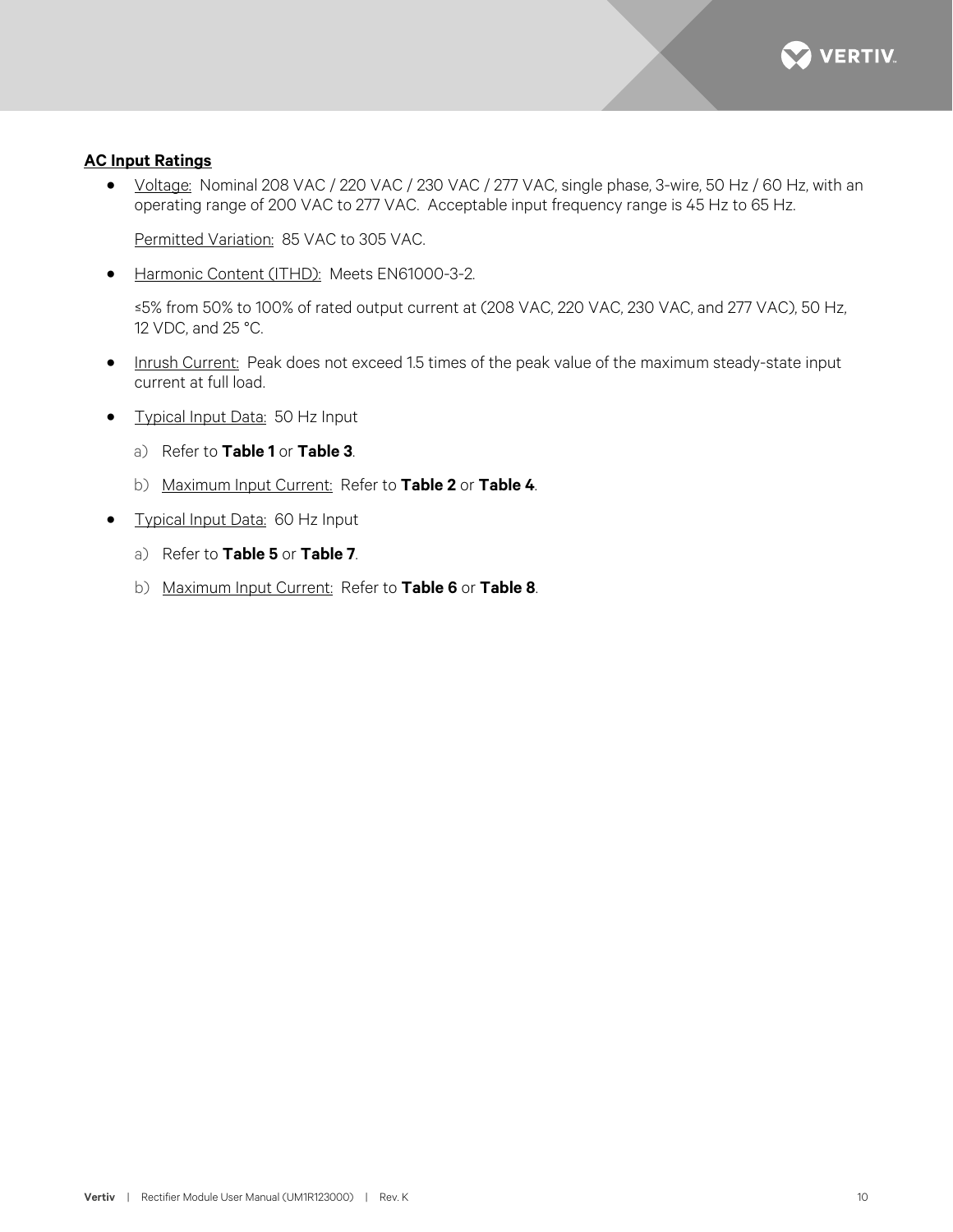**AC Input Ratings**

- Voltage: Nominal 208 VAC / 220 VAC / 230 VAC / 277 VAC, single phase, 3-wire, 50 Hz / 60 Hz, with an operating range of 200 VAC to 277 VAC. Acceptable input frequency range is 45 Hz to 65 Hz.

  Permitted Variation: 85 VAC to 305 VAC.

- Harmonic Content (ITHD): Meets EN61000-3-2.

  ≤5% from 50% to 100% of rated output current at (208 VAC, 220 VAC, 230 VAC, and 277 VAC), 50 Hz, 12 VDC, and 25 °C.

- Inrush Current: Peak does not exceed 1.5 times of the peak value of the maximum steady-state input current at full load.

- Typical Input Data: 50 Hz Input

  a) Refer to **Table 1** or **Table 3**.

  b) Maximum Input Current: Refer to **Table 2** or **Table 4**.

- Typical Input Data: 60 Hz Input

  a) Refer to **Table 5** or **Table 7**.

  b) Maximum Input Current: Refer to **Table 6** or **Table 8**.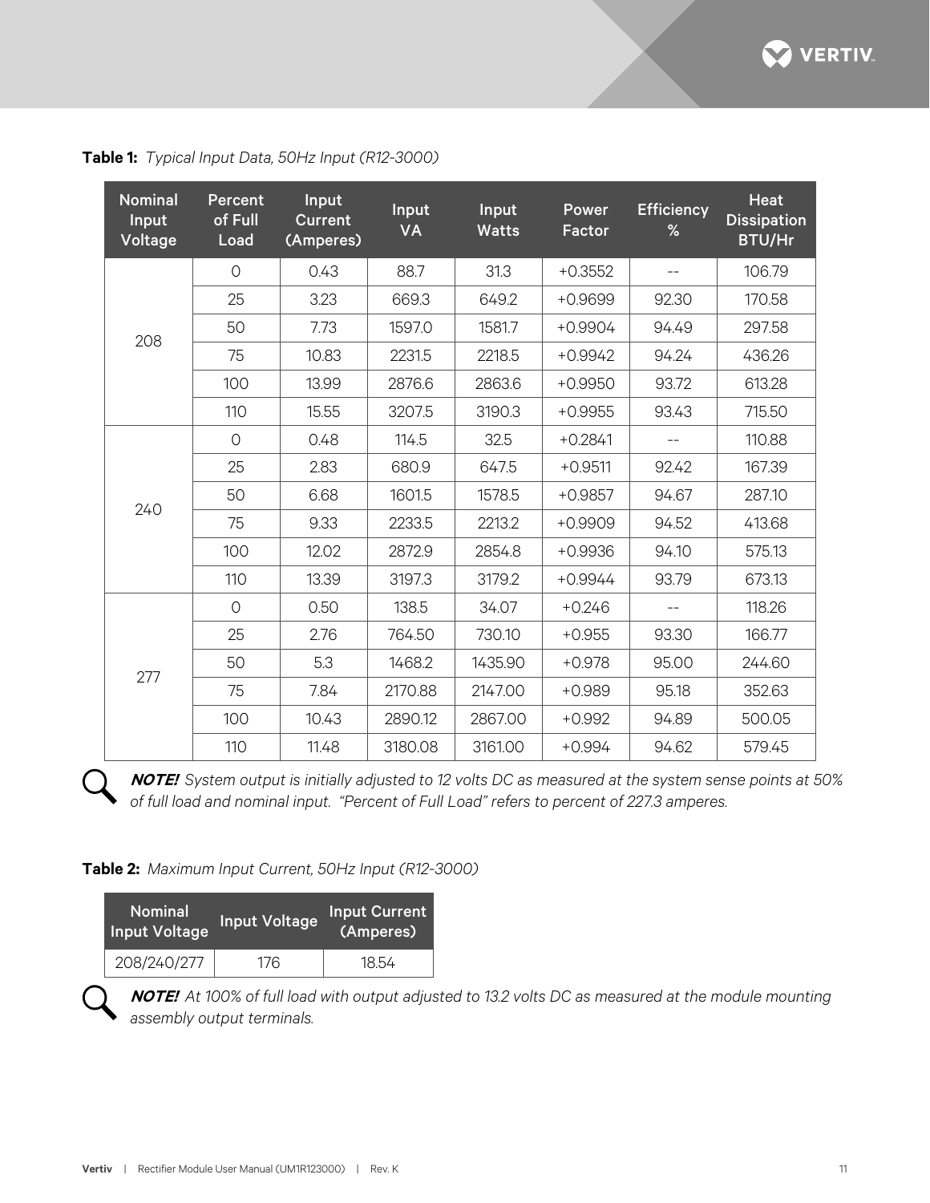**Table 1:** *Typical Input Data, 50Hz Input (R12-3000)*

| Nominal Input Voltage | Percent of Full Load | Input Current (Amperes) | Input VA | Input Watts | Power Factor | Efficiency % | Heat Dissipation BTU/Hr |
|---|---|---|---|---|---|---|---|
| 208 | 0 | 0.43 | 88.7 | 31.3 | +0.3552 | -- | 106.79 |
| | 25 | 3.23 | 669.3 | 649.2 | +0.9699 | 92.30 | 170.58 |
| | 50 | 7.73 | 1597.0 | 1581.7 | +0.9904 | 94.49 | 297.58 |
| | 75 | 10.83 | 2231.5 | 2218.5 | +0.9942 | 94.24 | 436.26 |
| | 100 | 13.99 | 2876.6 | 2863.6 | +0.9950 | 93.72 | 613.28 |
| | 110 | 15.55 | 3207.5 | 3190.3 | +0.9955 | 93.43 | 715.50 |
| 240 | 0 | 0.48 | 114.5 | 32.5 | +0.2841 | -- | 110.88 |
| | 25 | 2.83 | 680.9 | 647.5 | +0.9511 | 92.42 | 167.39 |
| | 50 | 6.68 | 1601.5 | 1578.5 | +0.9857 | 94.67 | 287.10 |
| | 75 | 9.33 | 2233.5 | 2213.2 | +0.9909 | 94.52 | 413.68 |
| | 100 | 12.02 | 2872.9 | 2854.8 | +0.9936 | 94.10 | 575.13 |
| | 110 | 13.39 | 3197.3 | 3179.2 | +0.9944 | 93.79 | 673.13 |
| 277 | 0 | 0.50 | 138.5 | 34.07 | +0.246 | -- | 118.26 |
| | 25 | 2.76 | 764.50 | 730.10 | +0.955 | 93.30 | 166.77 |
| | 50 | 5.3 | 1468.2 | 1435.90 | +0.978 | 95.00 | 244.60 |
| | 75 | 7.84 | 2170.88 | 2147.00 | +0.989 | 95.18 | 352.63 |
| | 100 | 10.43 | 2890.12 | 2867.00 | +0.992 | 94.89 | 500.05 |
| | 110 | 11.48 | 3180.08 | 3161.00 | +0.994 | 94.62 | 579.45 |

***NOTE!*** *System output is initially adjusted to 12 volts DC as measured at the system sense points at 50% of full load and nominal input. "Percent of Full Load" refers to percent of 227.3 amperes.*

**Table 2:** *Maximum Input Current, 50Hz Input (R12-3000)*

| Nominal Input Voltage | Input Voltage | Input Current (Amperes) |
|---|---|---|
| 208/240/277 | 176 | 18.54 |

***NOTE!*** *At 100% of full load with output adjusted to 13.2 volts DC as measured at the module mounting assembly output terminals.*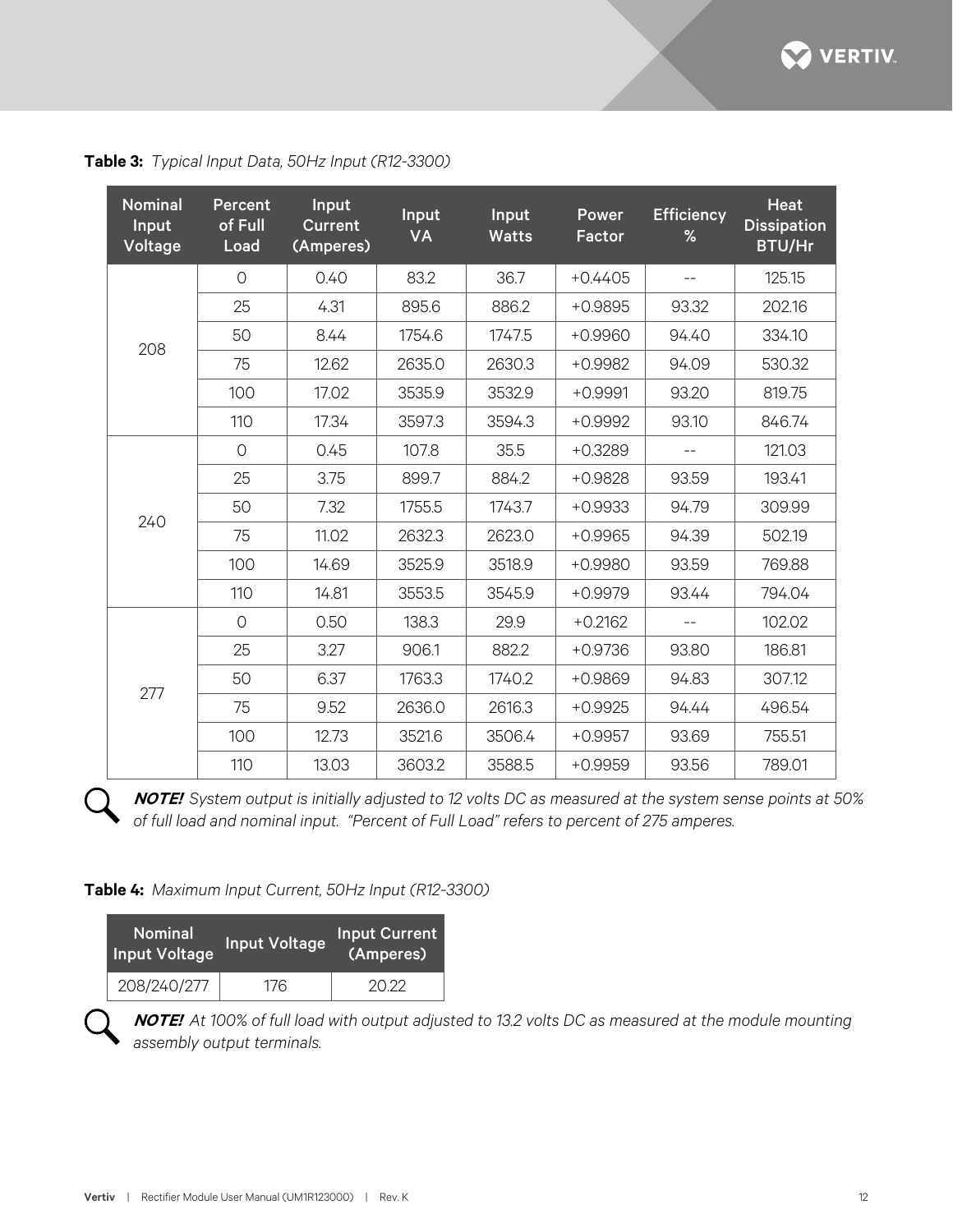**Table 3:** *Typical Input Data, 50Hz Input (R12-3300)*

| Nominal Input Voltage | Percent of Full Load | Input Current (Amperes) | Input VA | Input Watts | Power Factor | Efficiency % | Heat Dissipation BTU/Hr |
|---|---|---|---|---|---|---|---|
| 208 | 0 | 0.40 | 83.2 | 36.7 | +0.4405 | -- | 125.15 |
| | 25 | 4.31 | 895.6 | 886.2 | +0.9895 | 93.32 | 202.16 |
| | 50 | 8.44 | 1754.6 | 1747.5 | +0.9960 | 94.40 | 334.10 |
| | 75 | 12.62 | 2635.0 | 2630.3 | +0.9982 | 94.09 | 530.32 |
| | 100 | 17.02 | 3535.9 | 3532.9 | +0.9991 | 93.20 | 819.75 |
| | 110 | 17.34 | 3597.3 | 3594.3 | +0.9992 | 93.10 | 846.74 |
| 240 | 0 | 0.45 | 107.8 | 35.5 | +0.3289 | -- | 121.03 |
| | 25 | 3.75 | 899.7 | 884.2 | +0.9828 | 93.59 | 193.41 |
| | 50 | 7.32 | 1755.5 | 1743.7 | +0.9933 | 94.79 | 309.99 |
| | 75 | 11.02 | 2632.3 | 2623.0 | +0.9965 | 94.39 | 502.19 |
| | 100 | 14.69 | 3525.9 | 3518.9 | +0.9980 | 93.59 | 769.88 |
| | 110 | 14.81 | 3553.5 | 3545.9 | +0.9979 | 93.44 | 794.04 |
| 277 | 0 | 0.50 | 138.3 | 29.9 | +0.2162 | -- | 102.02 |
| | 25 | 3.27 | 906.1 | 882.2 | +0.9736 | 93.80 | 186.81 |
| | 50 | 6.37 | 1763.3 | 1740.2 | +0.9869 | 94.83 | 307.12 |
| | 75 | 9.52 | 2636.0 | 2616.3 | +0.9925 | 94.44 | 496.54 |
| | 100 | 12.73 | 3521.6 | 3506.4 | +0.9957 | 93.69 | 755.51 |
| | 110 | 13.03 | 3603.2 | 3588.5 | +0.9959 | 93.56 | 789.01 |

***NOTE!*** *System output is initially adjusted to 12 volts DC as measured at the system sense points at 50% of full load and nominal input. "Percent of Full Load" refers to percent of 275 amperes.*

**Table 4:** *Maximum Input Current, 50Hz Input (R12-3300)*

| Nominal Input Voltage | Input Voltage | Input Current (Amperes) |
|---|---|---|
| 208/240/277 | 176 | 20.22 |

***NOTE!*** *At 100% of full load with output adjusted to 13.2 volts DC as measured at the module mounting assembly output terminals.*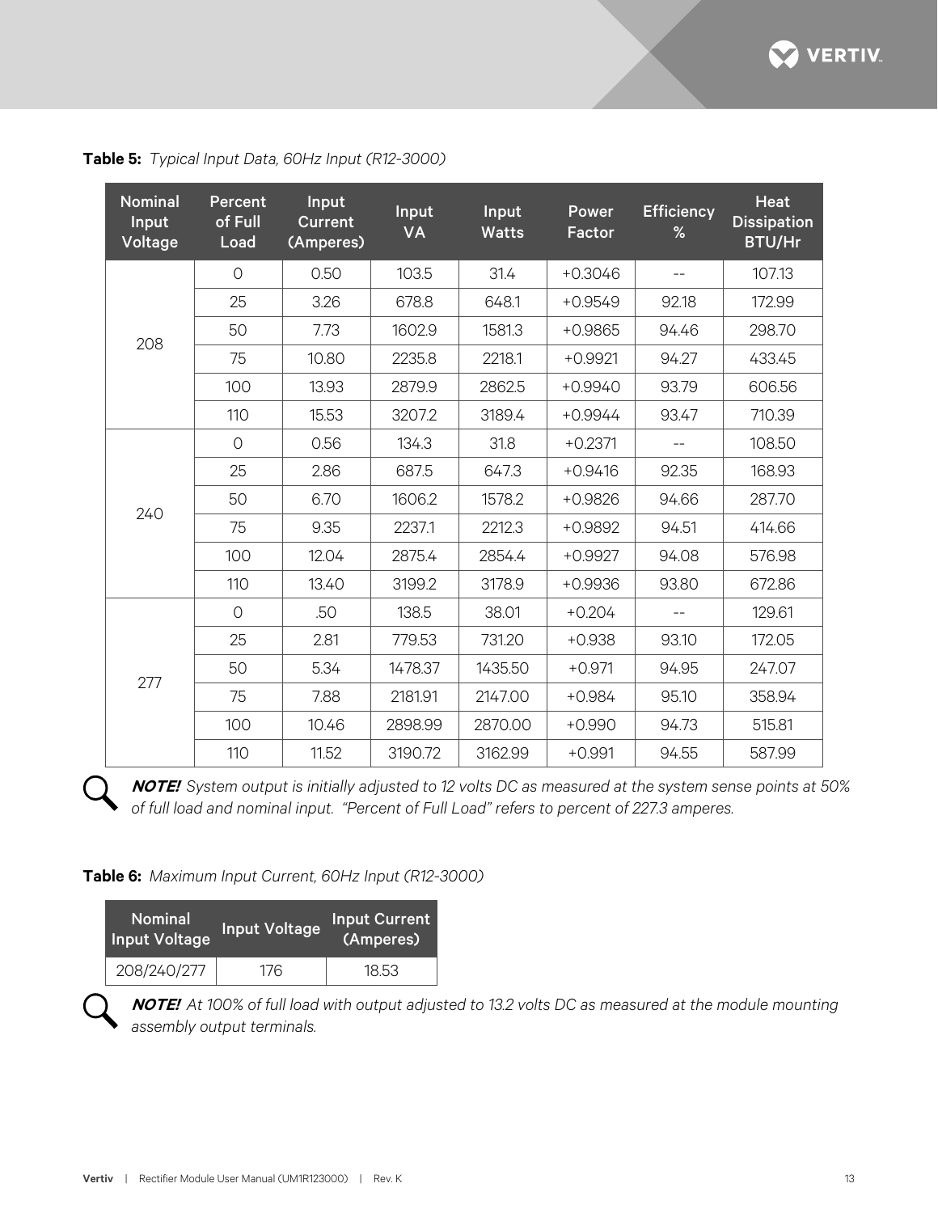**Table 5:** *Typical Input Data, 60Hz Input (R12-3000)*

| Nominal Input Voltage | Percent of Full Load | Input Current (Amperes) | Input VA | Input Watts | Power Factor | Efficiency % | Heat Dissipation BTU/Hr |
|---|---|---|---|---|---|---|---|
| 208 | 0 | 0.50 | 103.5 | 31.4 | +0.3046 | -- | 107.13 |
| | 25 | 3.26 | 678.8 | 648.1 | +0.9549 | 92.18 | 172.99 |
| | 50 | 7.73 | 1602.9 | 1581.3 | +0.9865 | 94.46 | 298.70 |
| | 75 | 10.80 | 2235.8 | 2218.1 | +0.9921 | 94.27 | 433.45 |
| | 100 | 13.93 | 2879.9 | 2862.5 | +0.9940 | 93.79 | 606.56 |
| | 110 | 15.53 | 3207.2 | 3189.4 | +0.9944 | 93.47 | 710.39 |
| 240 | 0 | 0.56 | 134.3 | 31.8 | +0.2371 | -- | 108.50 |
| | 25 | 2.86 | 687.5 | 647.3 | +0.9416 | 92.35 | 168.93 |
| | 50 | 6.70 | 1606.2 | 1578.2 | +0.9826 | 94.66 | 287.70 |
| | 75 | 9.35 | 2237.1 | 2212.3 | +0.9892 | 94.51 | 414.66 |
| | 100 | 12.04 | 2875.4 | 2854.4 | +0.9927 | 94.08 | 576.98 |
| | 110 | 13.40 | 3199.2 | 3178.9 | +0.9936 | 93.80 | 672.86 |
| 277 | 0 | .50 | 138.5 | 38.01 | +0.204 | -- | 129.61 |
| | 25 | 2.81 | 779.53 | 731.20 | +0.938 | 93.10 | 172.05 |
| | 50 | 5.34 | 1478.37 | 1435.50 | +0.971 | 94.95 | 247.07 |
| | 75 | 7.88 | 2181.91 | 2147.00 | +0.984 | 95.10 | 358.94 |
| | 100 | 10.46 | 2898.99 | 2870.00 | +0.990 | 94.73 | 515.81 |
| | 110 | 11.52 | 3190.72 | 3162.99 | +0.991 | 94.55 | 587.99 |

***NOTE!*** *System output is initially adjusted to 12 volts DC as measured at the system sense points at 50% of full load and nominal input. "Percent of Full Load" refers to percent of 227.3 amperes.*

**Table 6:** *Maximum Input Current, 60Hz Input (R12-3000)*

| Nominal Input Voltage | Input Voltage | Input Current (Amperes) |
|---|---|---|
| 208/240/277 | 176 | 18.53 |

***NOTE!*** *At 100% of full load with output adjusted to 13.2 volts DC as measured at the module mounting assembly output terminals.*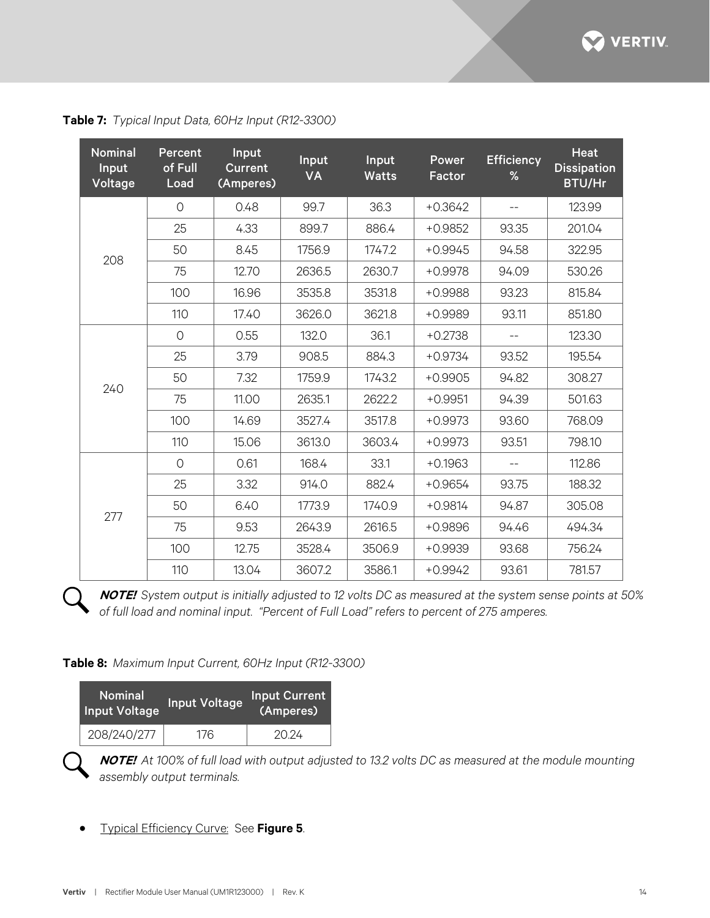**Table 7:** *Typical Input Data, 60Hz Input (R12-3300)*

| Nominal Input Voltage | Percent of Full Load | Input Current (Amperes) | Input VA | Input Watts | Power Factor | Efficiency % | Heat Dissipation BTU/Hr |
|---|---|---|---|---|---|---|---|
| 208 | 0 | 0.48 | 99.7 | 36.3 | +0.3642 | -- | 123.99 |
| | 25 | 4.33 | 899.7 | 886.4 | +0.9852 | 93.35 | 201.04 |
| | 50 | 8.45 | 1756.9 | 1747.2 | +0.9945 | 94.58 | 322.95 |
| | 75 | 12.70 | 2636.5 | 2630.7 | +0.9978 | 94.09 | 530.26 |
| | 100 | 16.96 | 3535.8 | 3531.8 | +0.9988 | 93.23 | 815.84 |
| | 110 | 17.40 | 3626.0 | 3621.8 | +0.9989 | 93.11 | 851.80 |
| 240 | 0 | 0.55 | 132.0 | 36.1 | +0.2738 | -- | 123.30 |
| | 25 | 3.79 | 908.5 | 884.3 | +0.9734 | 93.52 | 195.54 |
| | 50 | 7.32 | 1759.9 | 1743.2 | +0.9905 | 94.82 | 308.27 |
| | 75 | 11.00 | 2635.1 | 2622.2 | +0.9951 | 94.39 | 501.63 |
| | 100 | 14.69 | 3527.4 | 3517.8 | +0.9973 | 93.60 | 768.09 |
| | 110 | 15.06 | 3613.0 | 3603.4 | +0.9973 | 93.51 | 798.10 |
| 277 | 0 | 0.61 | 168.4 | 33.1 | +0.1963 | -- | 112.86 |
| | 25 | 3.32 | 914.0 | 882.4 | +0.9654 | 93.75 | 188.32 |
| | 50 | 6.40 | 1773.9 | 1740.9 | +0.9814 | 94.87 | 305.08 |
| | 75 | 9.53 | 2643.9 | 2616.5 | +0.9896 | 94.46 | 494.34 |
| | 100 | 12.75 | 3528.4 | 3506.9 | +0.9939 | 93.68 | 756.24 |
| | 110 | 13.04 | 3607.2 | 3586.1 | +0.9942 | 93.61 | 781.57 |

***NOTE!*** *System output is initially adjusted to 12 volts DC as measured at the system sense points at 50% of full load and nominal input. "Percent of Full Load" refers to percent of 275 amperes.*

**Table 8:** *Maximum Input Current, 60Hz Input (R12-3300)*

| Nominal Input Voltage | Input Voltage | Input Current (Amperes) |
|---|---|---|
| 208/240/277 | 176 | 20.24 |

***NOTE!*** *At 100% of full load with output adjusted to 13.2 volts DC as measured at the module mounting assembly output terminals.*

- Typical Efficiency Curve: See **Figure 5**.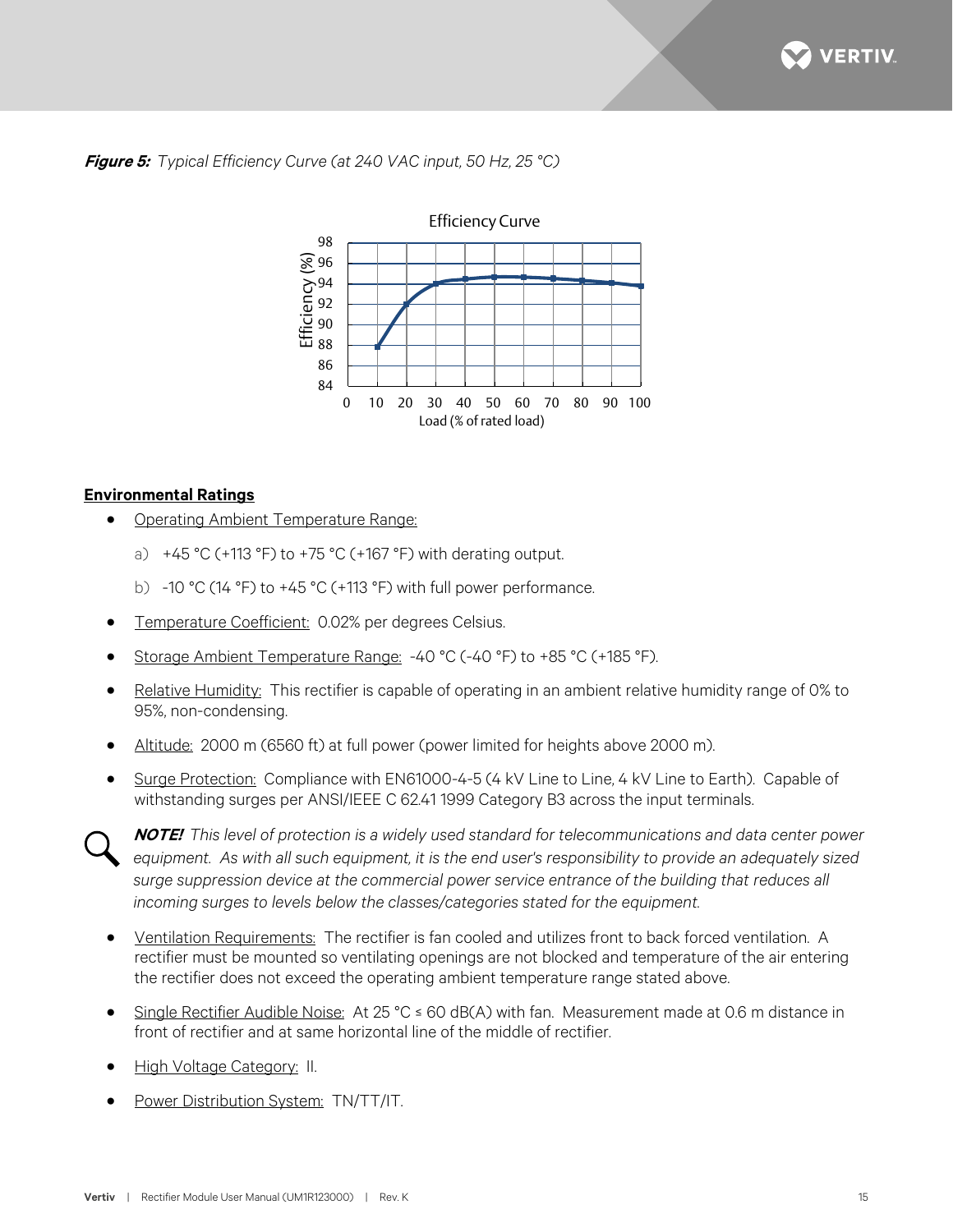***Figure 5:*** *Typical Efficiency Curve (at 240 VAC input, 50 Hz, 25 °C)*

## Environmental Ratings

- Operating Ambient Temperature Range:
  - a) +45 °C (+113 °F) to +75 °C (+167 °F) with derating output.
  - b) -10 °C (14 °F) to +45 °C (+113 °F) with full power performance.
- Temperature Coefficient: 0.02% per degrees Celsius.
- Storage Ambient Temperature Range: -40 °C (-40 °F) to +85 °C (+185 °F).
- Relative Humidity: This rectifier is capable of operating in an ambient relative humidity range of 0% to 95%, non-condensing.
- Altitude: 2000 m (6560 ft) at full power (power limited for heights above 2000 m).
- Surge Protection: Compliance with EN61000-4-5 (4 kV Line to Line, 4 kV Line to Earth). Capable of withstanding surges per ANSI/IEEE C 62.41 1999 Category B3 across the input terminals.

***NOTE!*** *This level of protection is a widely used standard for telecommunications and data center power equipment. As with all such equipment, it is the end user's responsibility to provide an adequately sized surge suppression device at the commercial power service entrance of the building that reduces all incoming surges to levels below the classes/categories stated for the equipment.*

- Ventilation Requirements: The rectifier is fan cooled and utilizes front to back forced ventilation. A rectifier must be mounted so ventilating openings are not blocked and temperature of the air entering the rectifier does not exceed the operating ambient temperature range stated above.
- Single Rectifier Audible Noise: At 25 °C ≤ 60 dB(A) with fan. Measurement made at 0.6 m distance in front of rectifier and at same horizontal line of the middle of rectifier.
- High Voltage Category: II.
- Power Distribution System: TN/TT/IT.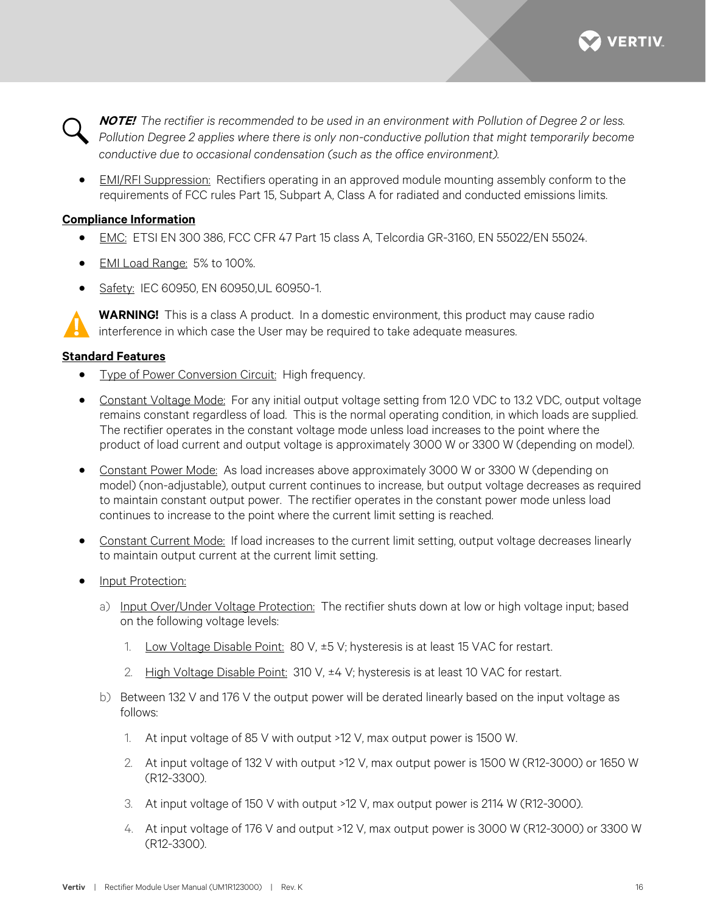***NOTE!*** *The rectifier is recommended to be used in an environment with Pollution of Degree 2 or less. Pollution Degree 2 applies where there is only non-conductive pollution that might temporarily become conductive due to occasional condensation (such as the office environment).*

- EMI/RFI Suppression: Rectifiers operating in an approved module mounting assembly conform to the requirements of FCC rules Part 15, Subpart A, Class A for radiated and conducted emissions limits.

**Compliance Information**

- EMC: ETSI EN 300 386, FCC CFR 47 Part 15 class A, Telcordia GR-3160, EN 55022/EN 55024.
- EMI Load Range: 5% to 100%.
- Safety: IEC 60950, EN 60950,UL 60950-1.

**WARNING!** This is a class A product. In a domestic environment, this product may cause radio interference in which case the User may be required to take adequate measures.

**Standard Features**

- Type of Power Conversion Circuit: High frequency.
- Constant Voltage Mode: For any initial output voltage setting from 12.0 VDC to 13.2 VDC, output voltage remains constant regardless of load. This is the normal operating condition, in which loads are supplied. The rectifier operates in the constant voltage mode unless load increases to the point where the product of load current and output voltage is approximately 3000 W or 3300 W (depending on model).
- Constant Power Mode: As load increases above approximately 3000 W or 3300 W (depending on model) (non-adjustable), output current continues to increase, but output voltage decreases as required to maintain constant output power. The rectifier operates in the constant power mode unless load continues to increase to the point where the current limit setting is reached.
- Constant Current Mode: If load increases to the current limit setting, output voltage decreases linearly to maintain output current at the current limit setting.
- Input Protection:
  - a) Input Over/Under Voltage Protection: The rectifier shuts down at low or high voltage input; based on the following voltage levels:
    1. Low Voltage Disable Point: 80 V, ±5 V; hysteresis is at least 15 VAC for restart.
    2. High Voltage Disable Point: 310 V, ±4 V; hysteresis is at least 10 VAC for restart.
  - b) Between 132 V and 176 V the output power will be derated linearly based on the input voltage as follows:
    1. At input voltage of 85 V with output >12 V, max output power is 1500 W.
    2. At input voltage of 132 V with output >12 V, max output power is 1500 W (R12-3000) or 1650 W (R12-3300).
    3. At input voltage of 150 V with output >12 V, max output power is 2114 W (R12-3000).
    4. At input voltage of 176 V and output >12 V, max output power is 3000 W (R12-3000) or 3300 W (R12-3300).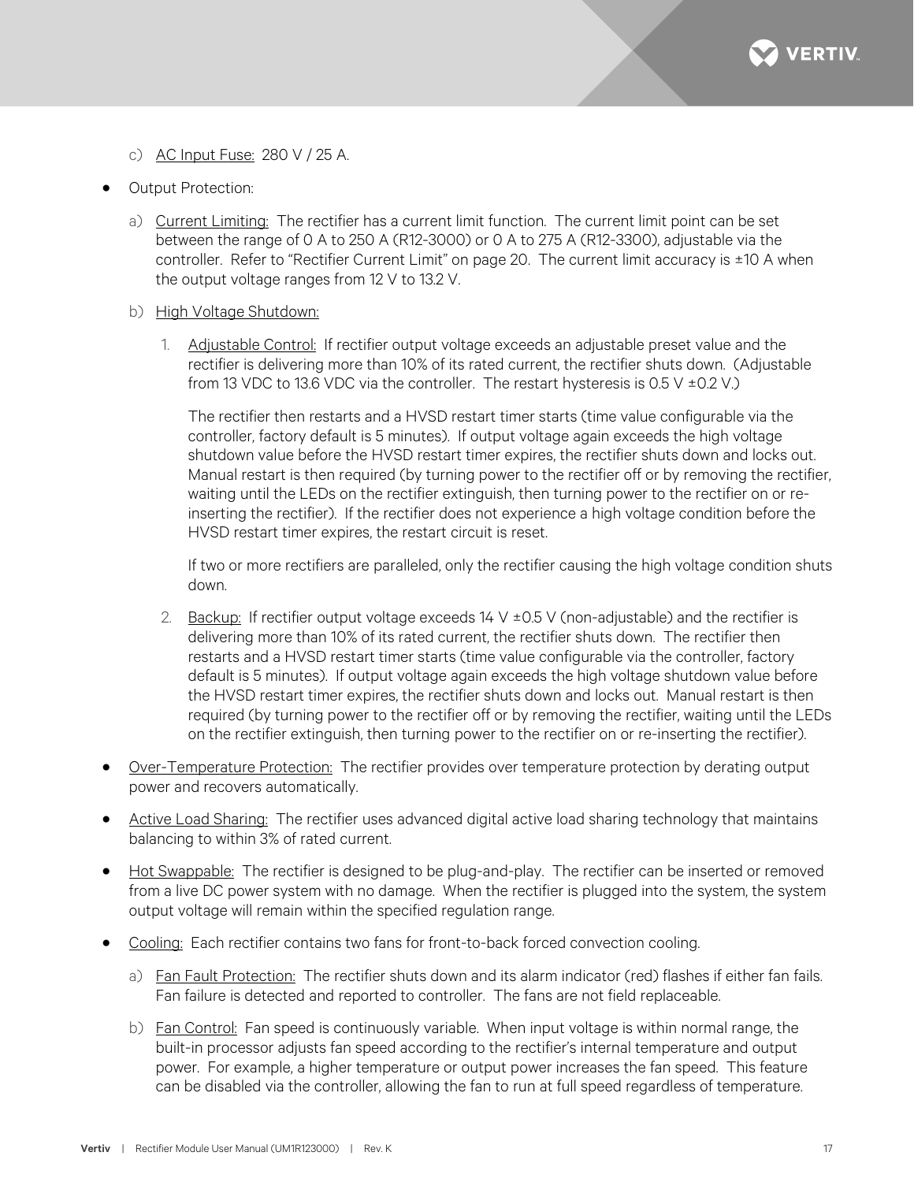c) <u>AC Input Fuse:</u> 280 V / 25 A.

- Output Protection:

  a) <u>Current Limiting:</u> The rectifier has a current limit function. The current limit point can be set between the range of 0 A to 250 A (R12-3000) or 0 A to 275 A (R12-3300), adjustable via the controller. Refer to "Rectifier Current Limit" on page 20. The current limit accuracy is ±10 A when the output voltage ranges from 12 V to 13.2 V.

  b) <u>High Voltage Shutdown:</u>

     1. <u>Adjustable Control:</u> If rectifier output voltage exceeds an adjustable preset value and the rectifier is delivering more than 10% of its rated current, the rectifier shuts down. (Adjustable from 13 VDC to 13.6 VDC via the controller. The restart hysteresis is 0.5 V ±0.2 V.)

        The rectifier then restarts and a HVSD restart timer starts (time value configurable via the controller, factory default is 5 minutes). If output voltage again exceeds the high voltage shutdown value before the HVSD restart timer expires, the rectifier shuts down and locks out. Manual restart is then required (by turning power to the rectifier off or by removing the rectifier, waiting until the LEDs on the rectifier extinguish, then turning power to the rectifier on or re-inserting the rectifier). If the rectifier does not experience a high voltage condition before the HVSD restart timer expires, the restart circuit is reset.

        If two or more rectifiers are paralleled, only the rectifier causing the high voltage condition shuts down.

     2. <u>Backup:</u> If rectifier output voltage exceeds 14 V ±0.5 V (non-adjustable) and the rectifier is delivering more than 10% of its rated current, the rectifier shuts down. The rectifier then restarts and a HVSD restart timer starts (time value configurable via the controller, factory default is 5 minutes). If output voltage again exceeds the high voltage shutdown value before the HVSD restart timer expires, the rectifier shuts down and locks out. Manual restart is then required (by turning power to the rectifier off or by removing the rectifier, waiting until the LEDs on the rectifier extinguish, then turning power to the rectifier on or re-inserting the rectifier).

- <u>Over-Temperature Protection:</u> The rectifier provides over temperature protection by derating output power and recovers automatically.

- <u>Active Load Sharing:</u> The rectifier uses advanced digital active load sharing technology that maintains balancing to within 3% of rated current.

- <u>Hot Swappable:</u> The rectifier is designed to be plug-and-play. The rectifier can be inserted or removed from a live DC power system with no damage. When the rectifier is plugged into the system, the system output voltage will remain within the specified regulation range.

- <u>Cooling:</u> Each rectifier contains two fans for front-to-back forced convection cooling.

  a) <u>Fan Fault Protection:</u> The rectifier shuts down and its alarm indicator (red) flashes if either fan fails. Fan failure is detected and reported to controller. The fans are not field replaceable.

  b) <u>Fan Control:</u> Fan speed is continuously variable. When input voltage is within normal range, the built-in processor adjusts fan speed according to the rectifier's internal temperature and output power. For example, a higher temperature or output power increases the fan speed. This feature can be disabled via the controller, allowing the fan to run at full speed regardless of temperature.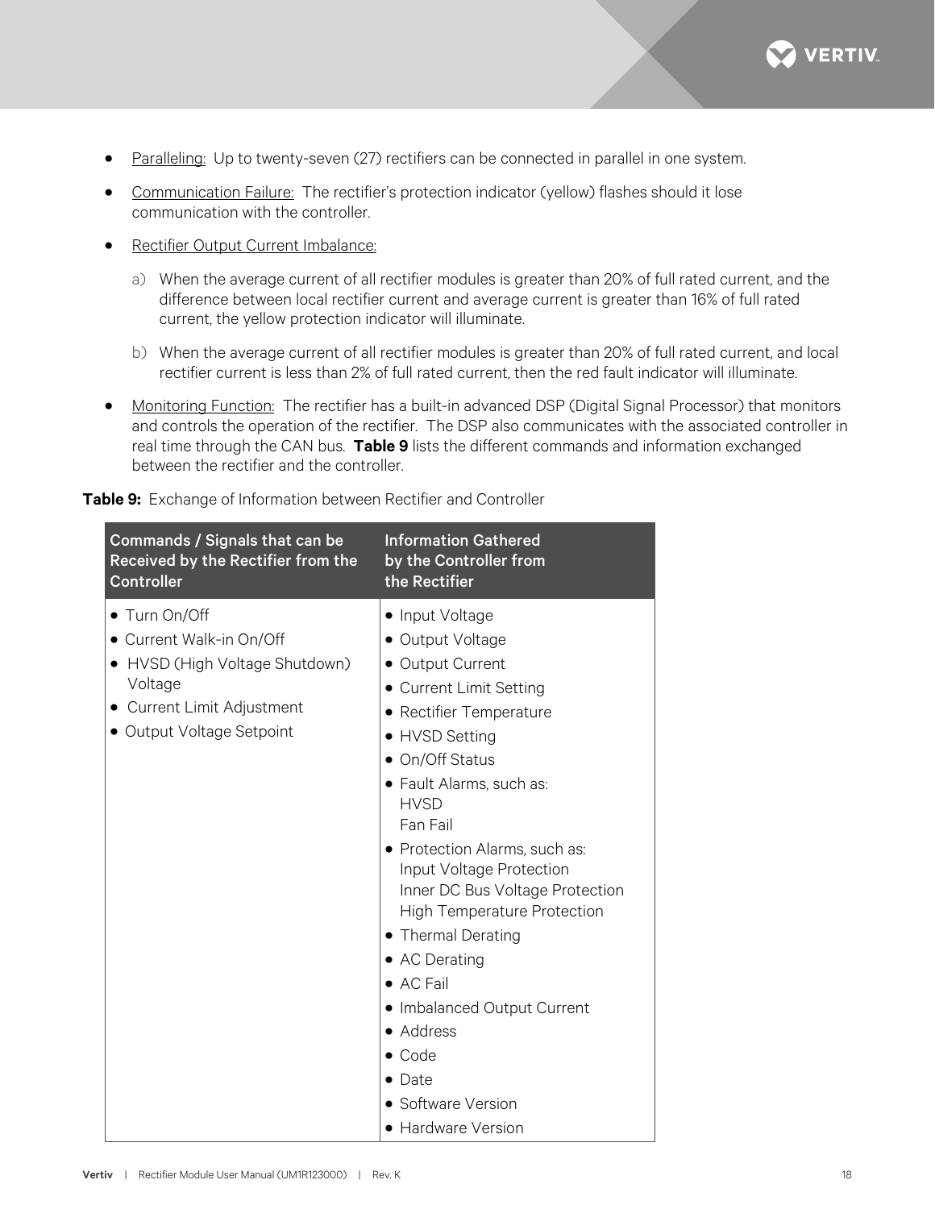- Paralleling: Up to twenty-seven (27) rectifiers can be connected in parallel in one system.
- Communication Failure: The rectifier's protection indicator (yellow) flashes should it lose communication with the controller.
- Rectifier Output Current Imbalance:
  a) When the average current of all rectifier modules is greater than 20% of full rated current, and the difference between local rectifier current and average current is greater than 16% of full rated current, the yellow protection indicator will illuminate.
  b) When the average current of all rectifier modules is greater than 20% of full rated current, and local rectifier current is less than 2% of full rated current, then the red fault indicator will illuminate.
- Monitoring Function: The rectifier has a built-in advanced DSP (Digital Signal Processor) that monitors and controls the operation of the rectifier. The DSP also communicates with the associated controller in real time through the CAN bus. **Table 9** lists the different commands and information exchanged between the rectifier and the controller.

**Table 9:** Exchange of Information between Rectifier and Controller

| Commands / Signals that can be Received by the Rectifier from the Controller | Information Gathered by the Controller from the Rectifier |
|---|---|
| • Turn On/Off<br>• Current Walk-in On/Off<br>• HVSD (High Voltage Shutdown) Voltage<br>• Current Limit Adjustment<br>• Output Voltage Setpoint | • Input Voltage<br>• Output Voltage<br>• Output Current<br>• Current Limit Setting<br>• Rectifier Temperature<br>• HVSD Setting<br>• On/Off Status<br>• Fault Alarms, such as:<br>HVSD<br>Fan Fail<br>• Protection Alarms, such as:<br>Input Voltage Protection<br>Inner DC Bus Voltage Protection<br>High Temperature Protection<br>• Thermal Derating<br>• AC Derating<br>• AC Fail<br>• Imbalanced Output Current<br>• Address<br>• Code<br>• Date<br>• Software Version<br>• Hardware Version |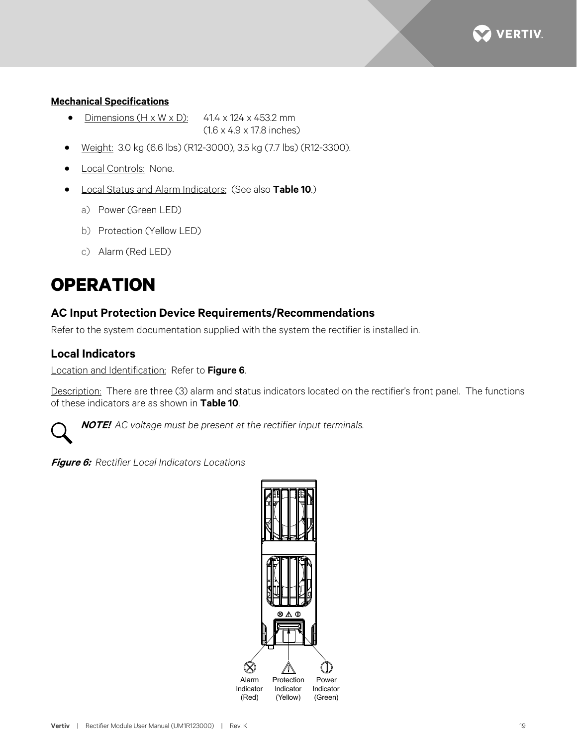**Mechanical Specifications**

- Dimensions (H x W x D): 41.4 x 124 x 453.2 mm (1.6 x 4.9 x 17.8 inches)
- Weight: 3.0 kg (6.6 lbs) (R12-3000), 3.5 kg (7.7 lbs) (R12-3300).
- Local Controls: None.
- Local Status and Alarm Indicators: (See also **Table 10**.)
  - a) Power (Green LED)
  - b) Protection (Yellow LED)
  - c) Alarm (Red LED)

# OPERATION

## AC Input Protection Device Requirements/Recommendations

Refer to the system documentation supplied with the system the rectifier is installed in.

## Local Indicators

Location and Identification: Refer to **Figure 6**.

Description: There are three (3) alarm and status indicators located on the rectifier's front panel. The functions of these indicators are as shown in **Table 10**.

***NOTE!*** *AC voltage must be present at the rectifier input terminals.*

***Figure 6:*** *Rectifier Local Indicators Locations*

Alarm Indicator (Red) | Protection Indicator (Yellow) | Power Indicator (Green)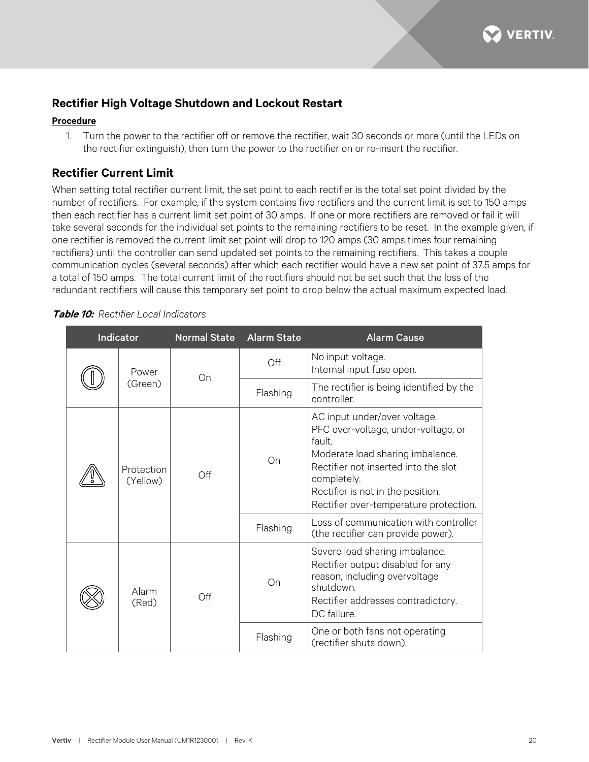## Rectifier High Voltage Shutdown and Lockout Restart

**Procedure**

1. Turn the power to the rectifier off or remove the rectifier, wait 30 seconds or more (until the LEDs on the rectifier extinguish), then turn the power to the rectifier on or re-insert the rectifier.

## Rectifier Current Limit

When setting total rectifier current limit, the set point to each rectifier is the total set point divided by the number of rectifiers. For example, if the system contains five rectifiers and the current limit is set to 150 amps then each rectifier has a current limit set point of 30 amps. If one or more rectifiers are removed or fail it will take several seconds for the individual set points to the remaining rectifiers to be reset. In the example given, if one rectifier is removed the current limit set point will drop to 120 amps (30 amps times four remaining rectifiers) until the controller can send updated set points to the remaining rectifiers. This takes a couple communication cycles (several seconds) after which each rectifier would have a new set point of 37.5 amps for a total of 150 amps. The total current limit of the rectifiers should not be set such that the loss of the redundant rectifiers will cause this temporary set point to drop below the actual maximum expected load.

***Table 10:*** *Rectifier Local Indicators*

| Indicator | | Normal State | Alarm State | Alarm Cause |
|---|---|---|---|---|
| | Power (Green) | On | Off | No input voltage.<br>Internal input fuse open. |
| | | | Flashing | The rectifier is being identified by the controller. |
| | Protection (Yellow) | Off | On | AC input under/over voltage.<br>PFC over-voltage, under-voltage, or fault.<br>Moderate load sharing imbalance.<br>Rectifier not inserted into the slot completely.<br>Rectifier is not in the position.<br>Rectifier over-temperature protection. |
| | | | Flashing | Loss of communication with controller (the rectifier can provide power). |
| | Alarm (Red) | Off | On | Severe load sharing imbalance.<br>Rectifier output disabled for any reason, including overvoltage shutdown.<br>Rectifier addresses contradictory.<br>DC failure. |
| | | | Flashing | One or both fans not operating (rectifier shuts down). |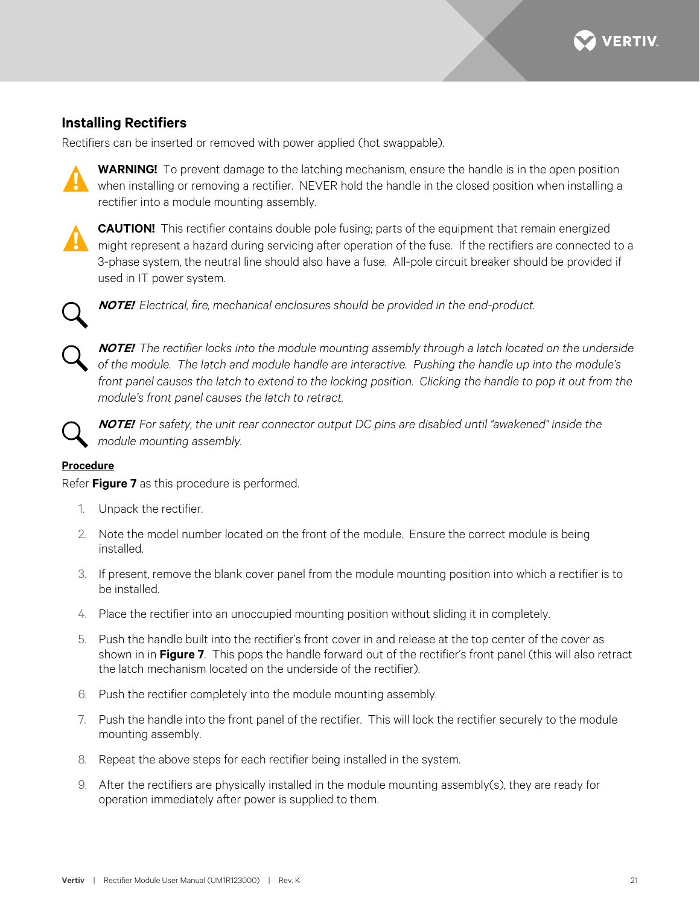## Installing Rectifiers

Rectifiers can be inserted or removed with power applied (hot swappable).

**WARNING!** To prevent damage to the latching mechanism, ensure the handle is in the open position when installing or removing a rectifier. NEVER hold the handle in the closed position when installing a rectifier into a module mounting assembly.

**CAUTION!** This rectifier contains double pole fusing; parts of the equipment that remain energized might represent a hazard during servicing after operation of the fuse. If the rectifiers are connected to a 3-phase system, the neutral line should also have a fuse. All-pole circuit breaker should be provided if used in IT power system.

***NOTE!*** *Electrical, fire, mechanical enclosures should be provided in the end-product.*

***NOTE!*** *The rectifier locks into the module mounting assembly through a latch located on the underside of the module. The latch and module handle are interactive. Pushing the handle up into the module's front panel causes the latch to extend to the locking position. Clicking the handle to pop it out from the module's front panel causes the latch to retract.*

***NOTE!*** *For safety, the unit rear connector output DC pins are disabled until "awakened" inside the module mounting assembly.*

**Procedure**

Refer **Figure 7** as this procedure is performed.

1. Unpack the rectifier.
2. Note the model number located on the front of the module. Ensure the correct module is being installed.
3. If present, remove the blank cover panel from the module mounting position into which a rectifier is to be installed.
4. Place the rectifier into an unoccupied mounting position without sliding it in completely.
5. Push the handle built into the rectifier's front cover in and release at the top center of the cover as shown in in **Figure 7**. This pops the handle forward out of the rectifier's front panel (this will also retract the latch mechanism located on the underside of the rectifier).
6. Push the rectifier completely into the module mounting assembly.
7. Push the handle into the front panel of the rectifier. This will lock the rectifier securely to the module mounting assembly.
8. Repeat the above steps for each rectifier being installed in the system.
9. After the rectifiers are physically installed in the module mounting assembly(s), they are ready for operation immediately after power is supplied to them.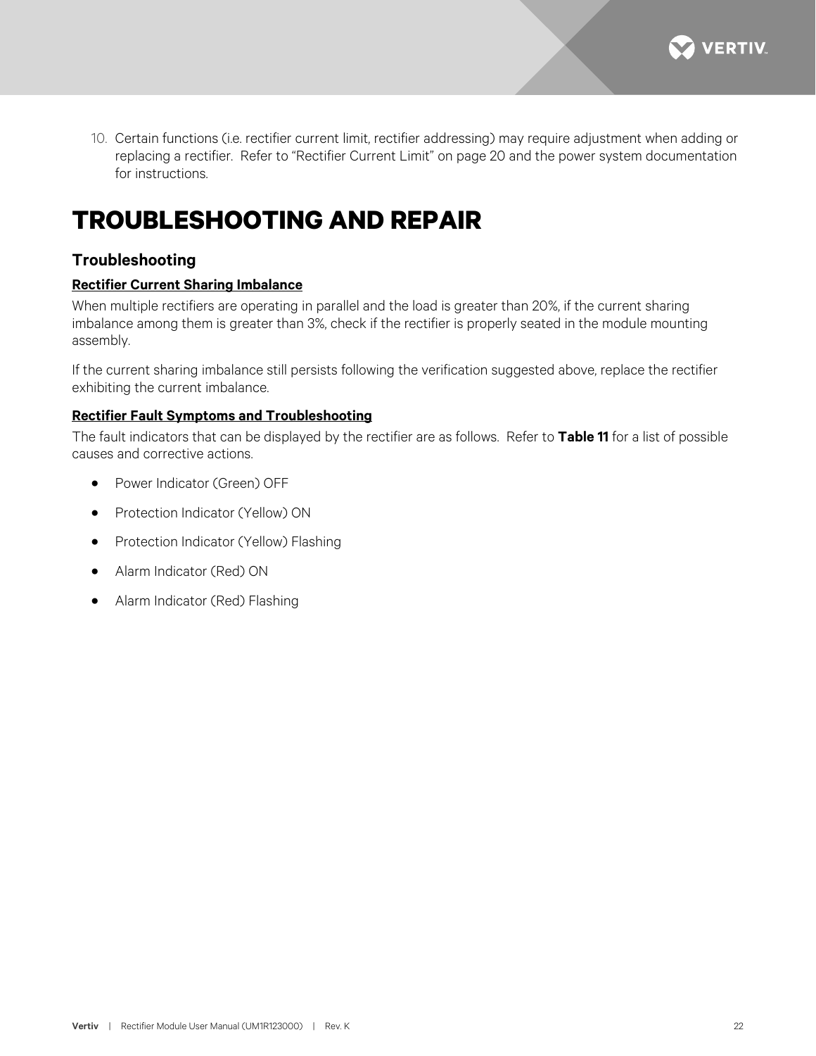10. Certain functions (i.e. rectifier current limit, rectifier addressing) may require adjustment when adding or replacing a rectifier. Refer to “Rectifier Current Limit” on page 20 and the power system documentation for instructions.

# TROUBLESHOOTING AND REPAIR

## Troubleshooting

### Rectifier Current Sharing Imbalance

When multiple rectifiers are operating in parallel and the load is greater than 20%, if the current sharing imbalance among them is greater than 3%, check if the rectifier is properly seated in the module mounting assembly.

If the current sharing imbalance still persists following the verification suggested above, replace the rectifier exhibiting the current imbalance.

### Rectifier Fault Symptoms and Troubleshooting

The fault indicators that can be displayed by the rectifier are as follows. Refer to **Table 11** for a list of possible causes and corrective actions.

- Power Indicator (Green) OFF
- Protection Indicator (Yellow) ON
- Protection Indicator (Yellow) Flashing
- Alarm Indicator (Red) ON
- Alarm Indicator (Red) Flashing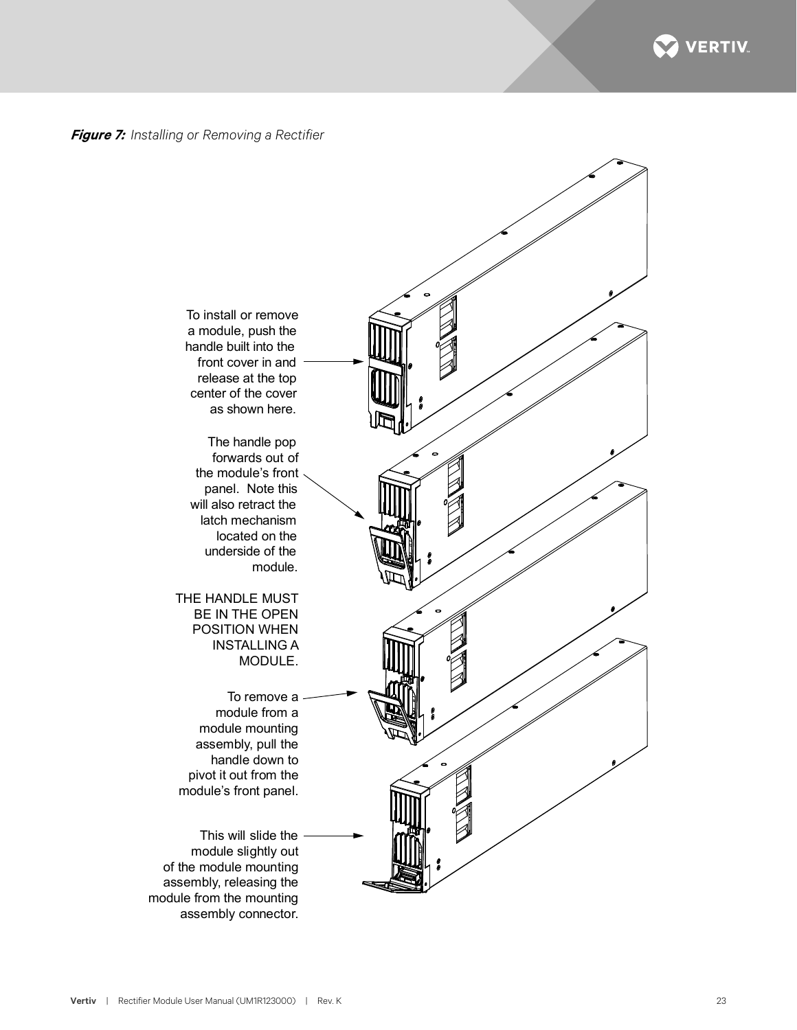***Figure 7:*** *Installing or Removing a Rectifier*

To install or remove a module, push the handle built into the front cover in and release at the top center of the cover as shown here.

The handle pop forwards out of the module's front panel. Note this will also retract the latch mechanism located on the underside of the module.

THE HANDLE MUST BE IN THE OPEN POSITION WHEN INSTALLING A MODULE.

To remove a module from a module mounting assembly, pull the handle down to pivot it out from the module's front panel.

This will slide the module slightly out of the module mounting assembly, releasing the module from the mounting assembly connector.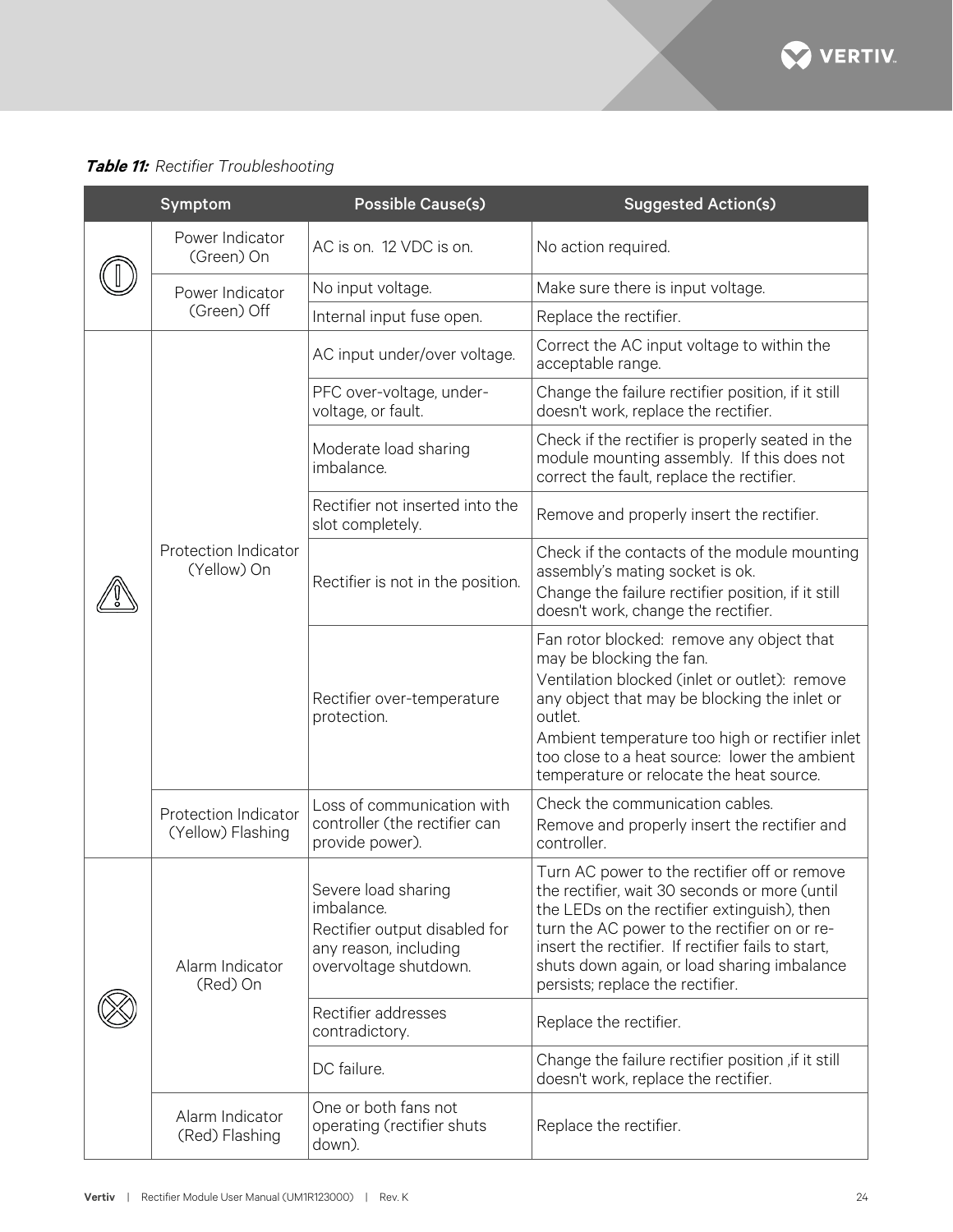***Table 11:*** *Rectifier Troubleshooting*

| Symptom | | Possible Cause(s) | Suggested Action(s) |
|---|---|---|---|
| | Power Indicator (Green) On | AC is on. 12 VDC is on. | No action required. |
| | Power Indicator (Green) Off | No input voltage. | Make sure there is input voltage. |
| | | Internal input fuse open. | Replace the rectifier. |
| | Protection Indicator (Yellow) On | AC input under/over voltage. | Correct the AC input voltage to within the acceptable range. |
| | | PFC over-voltage, under-voltage, or fault. | Change the failure rectifier position, if it still doesn't work, replace the rectifier. |
| | | Moderate load sharing imbalance. | Check if the rectifier is properly seated in the module mounting assembly. If this does not correct the fault, replace the rectifier. |
| | | Rectifier not inserted into the slot completely. | Remove and properly insert the rectifier. |
| | | Rectifier is not in the position. | Check if the contacts of the module mounting assembly's mating socket is ok.<br>Change the failure rectifier position, if it still doesn't work, change the rectifier. |
| | | Rectifier over-temperature protection. | Fan rotor blocked: remove any object that may be blocking the fan.<br>Ventilation blocked (inlet or outlet): remove any object that may be blocking the inlet or outlet.<br>Ambient temperature too high or rectifier inlet too close to a heat source: lower the ambient temperature or relocate the heat source. |
| | Protection Indicator (Yellow) Flashing | Loss of communication with controller (the rectifier can provide power). | Check the communication cables.<br>Remove and properly insert the rectifier and controller. |
| | Alarm Indicator (Red) On | Severe load sharing imbalance.<br>Rectifier output disabled for any reason, including overvoltage shutdown. | Turn AC power to the rectifier off or remove the rectifier, wait 30 seconds or more (until the LEDs on the rectifier extinguish), then turn the AC power to the rectifier on or re-insert the rectifier. If rectifier fails to start, shuts down again, or load sharing imbalance persists; replace the rectifier. |
| | | Rectifier addresses contradictory. | Replace the rectifier. |
| | | DC failure. | Change the failure rectifier position ,if it still doesn't work, replace the rectifier. |
| | Alarm Indicator (Red) Flashing | One or both fans not operating (rectifier shuts down). | Replace the rectifier. |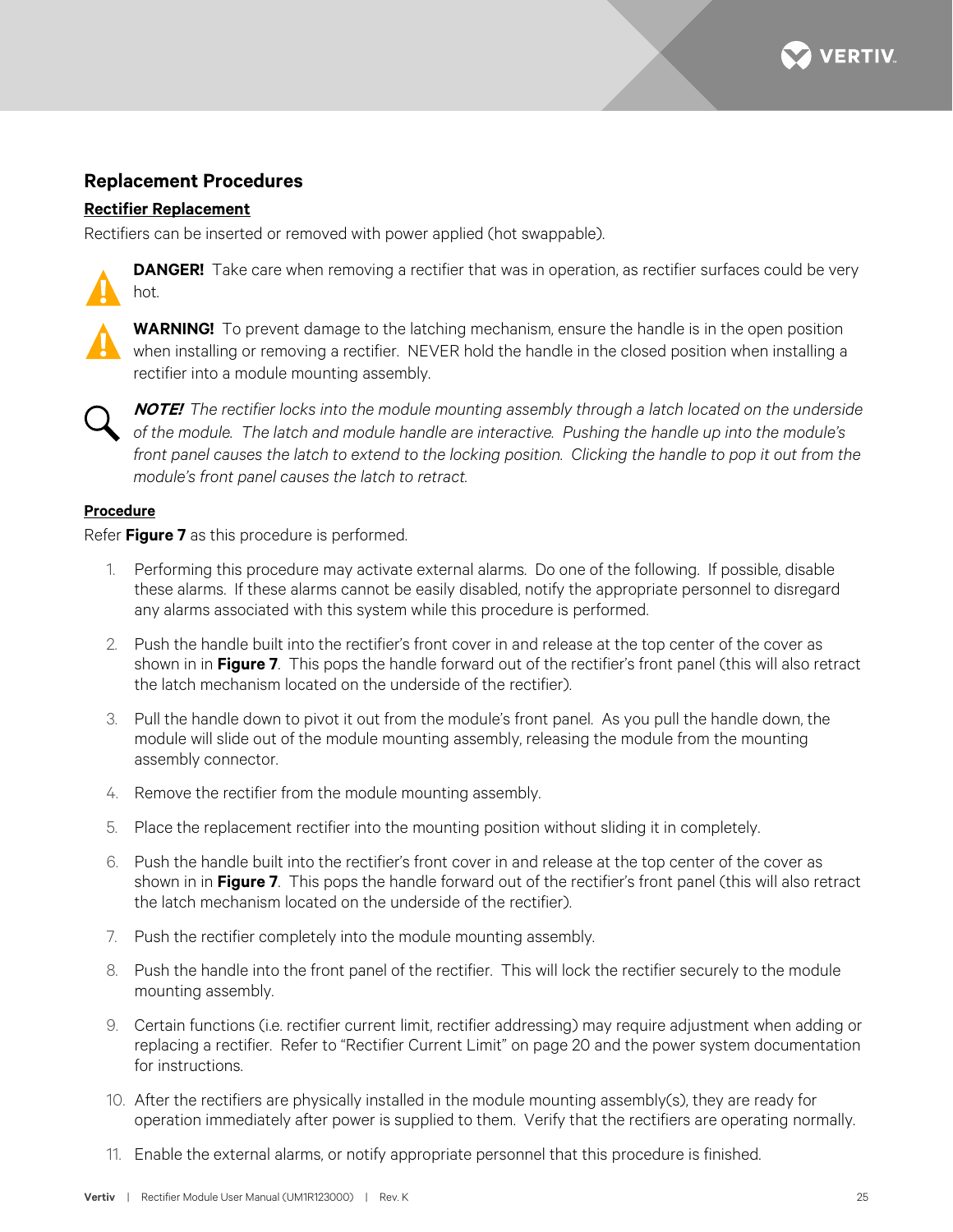## Replacement Procedures

### Rectifier Replacement

Rectifiers can be inserted or removed with power applied (hot swappable).

**DANGER!** Take care when removing a rectifier that was in operation, as rectifier surfaces could be very hot.

**WARNING!** To prevent damage to the latching mechanism, ensure the handle is in the open position when installing or removing a rectifier. NEVER hold the handle in the closed position when installing a rectifier into a module mounting assembly.

***NOTE!*** *The rectifier locks into the module mounting assembly through a latch located on the underside of the module. The latch and module handle are interactive. Pushing the handle up into the module's front panel causes the latch to extend to the locking position. Clicking the handle to pop it out from the module's front panel causes the latch to retract.*

### Procedure

Refer **Figure 7** as this procedure is performed.

1. Performing this procedure may activate external alarms. Do one of the following. If possible, disable these alarms. If these alarms cannot be easily disabled, notify the appropriate personnel to disregard any alarms associated with this system while this procedure is performed.
2. Push the handle built into the rectifier's front cover in and release at the top center of the cover as shown in in **Figure 7**. This pops the handle forward out of the rectifier's front panel (this will also retract the latch mechanism located on the underside of the rectifier).
3. Pull the handle down to pivot it out from the module's front panel. As you pull the handle down, the module will slide out of the module mounting assembly, releasing the module from the mounting assembly connector.
4. Remove the rectifier from the module mounting assembly.
5. Place the replacement rectifier into the mounting position without sliding it in completely.
6. Push the handle built into the rectifier's front cover in and release at the top center of the cover as shown in in **Figure 7**. This pops the handle forward out of the rectifier's front panel (this will also retract the latch mechanism located on the underside of the rectifier).
7. Push the rectifier completely into the module mounting assembly.
8. Push the handle into the front panel of the rectifier. This will lock the rectifier securely to the module mounting assembly.
9. Certain functions (i.e. rectifier current limit, rectifier addressing) may require adjustment when adding or replacing a rectifier. Refer to "Rectifier Current Limit" on page 20 and the power system documentation for instructions.
10. After the rectifiers are physically installed in the module mounting assembly(s), they are ready for operation immediately after power is supplied to them. Verify that the rectifiers are operating normally.
11. Enable the external alarms, or notify appropriate personnel that this procedure is finished.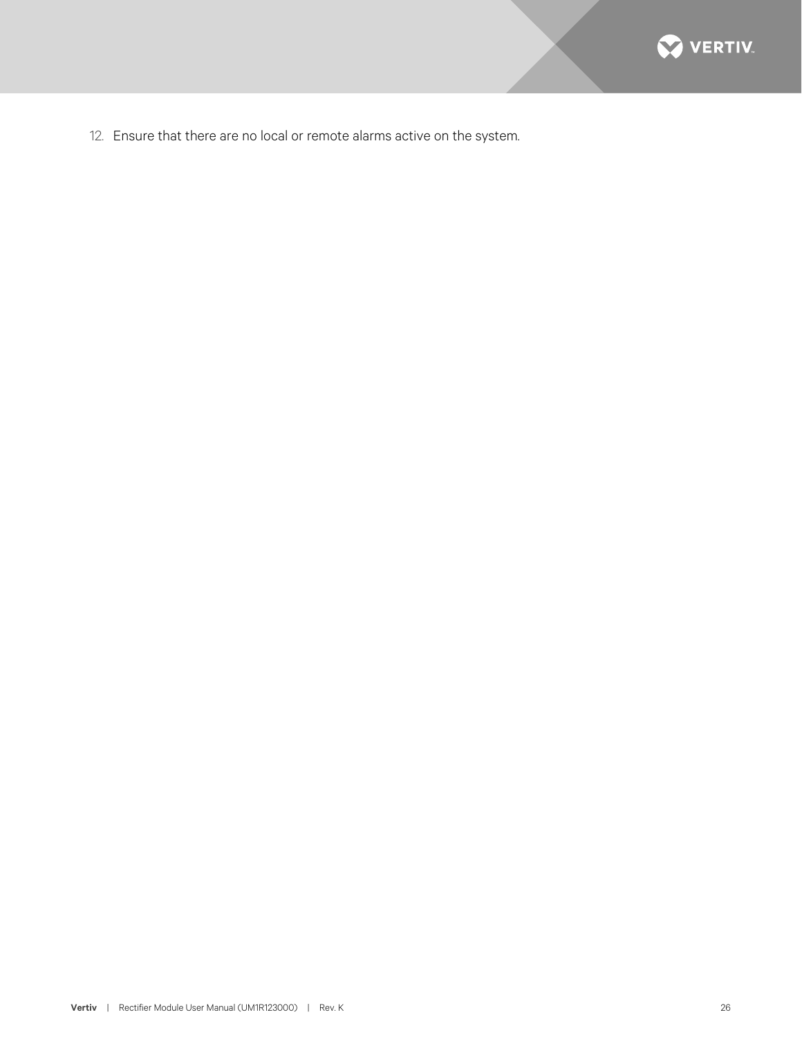12. Ensure that there are no local or remote alarms active on the system.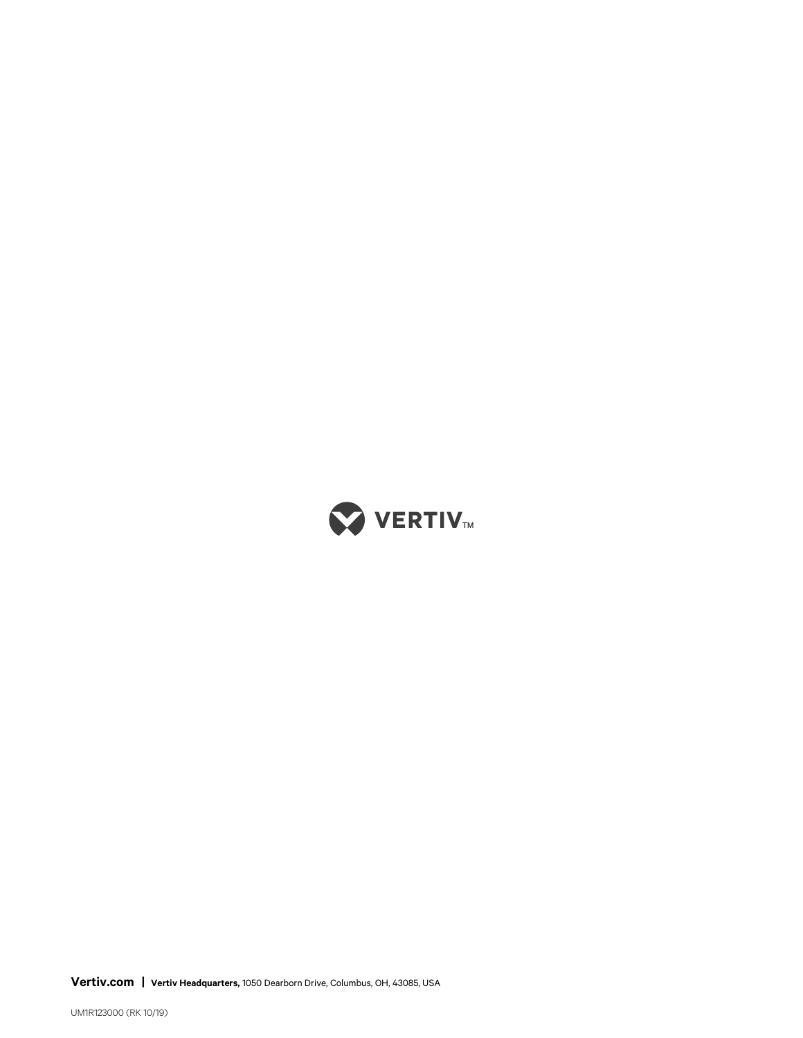VERTIV™

**Vertiv.com** | **Vertiv Headquarters,** 1050 Dearborn Drive, Columbus, OH, 43085, USA

UM1R123000 (RK 10/19)